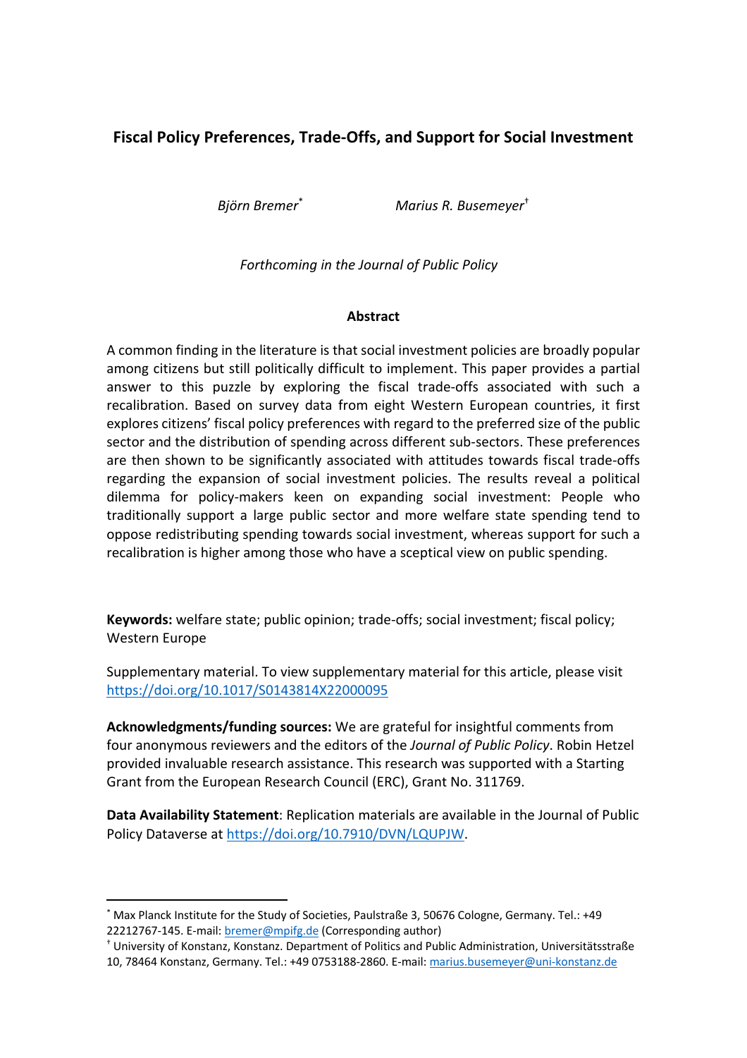# Fiscal Policy Preferences, Trade-Offs, and Support for Social Investment

*Björn Bremer*[*] *Marius R. Busemeyer*[†]

*Forthcoming in the Journal of Public Policy*

**Abstract**

A common finding in the literature is that social investment policies are broadly popular among citizens but still politically difficult to implement. This paper provides a partial answer to this puzzle by exploring the fiscal trade-offs associated with such a recalibration. Based on survey data from eight Western European countries, it first explores citizens' fiscal policy preferences with regard to the preferred size of the public sector and the distribution of spending across different sub-sectors. These preferences are then shown to be significantly associated with attitudes towards fiscal trade-offs regarding the expansion of social investment policies. The results reveal a political dilemma for policy-makers keen on expanding social investment: People who traditionally support a large public sector and more welfare state spending tend to oppose redistributing spending towards social investment, whereas support for such a recalibration is higher among those who have a sceptical view on public spending.

**Keywords:** welfare state; public opinion; trade-offs; social investment; fiscal policy; Western Europe

Supplementary material. To view supplementary material for this article, please visit https://doi.org/10.1017/S0143814X22000095

**Acknowledgments/funding sources:** We are grateful for insightful comments from four anonymous reviewers and the editors of the *Journal of Public Policy*. Robin Hetzel provided invaluable research assistance. This research was supported with a Starting Grant from the European Research Council (ERC), Grant No. 311769.

**Data Availability Statement**: Replication materials are available in the Journal of Public Policy Dataverse at https://doi.org/10.7910/DVN/LQUPJW.

---

[*] Max Planck Institute for the Study of Societies, Paulstraße 3, 50676 Cologne, Germany. Tel.: +49 22212767-145. E-mail: bremer@mpifg.de (Corresponding author)

[†] University of Konstanz, Konstanz. Department of Politics and Public Administration, Universitätsstraße 10, 78464 Konstanz, Germany. Tel.: +49 0753188-2860. E-mail: marius.busemeyer@uni-konstanz.de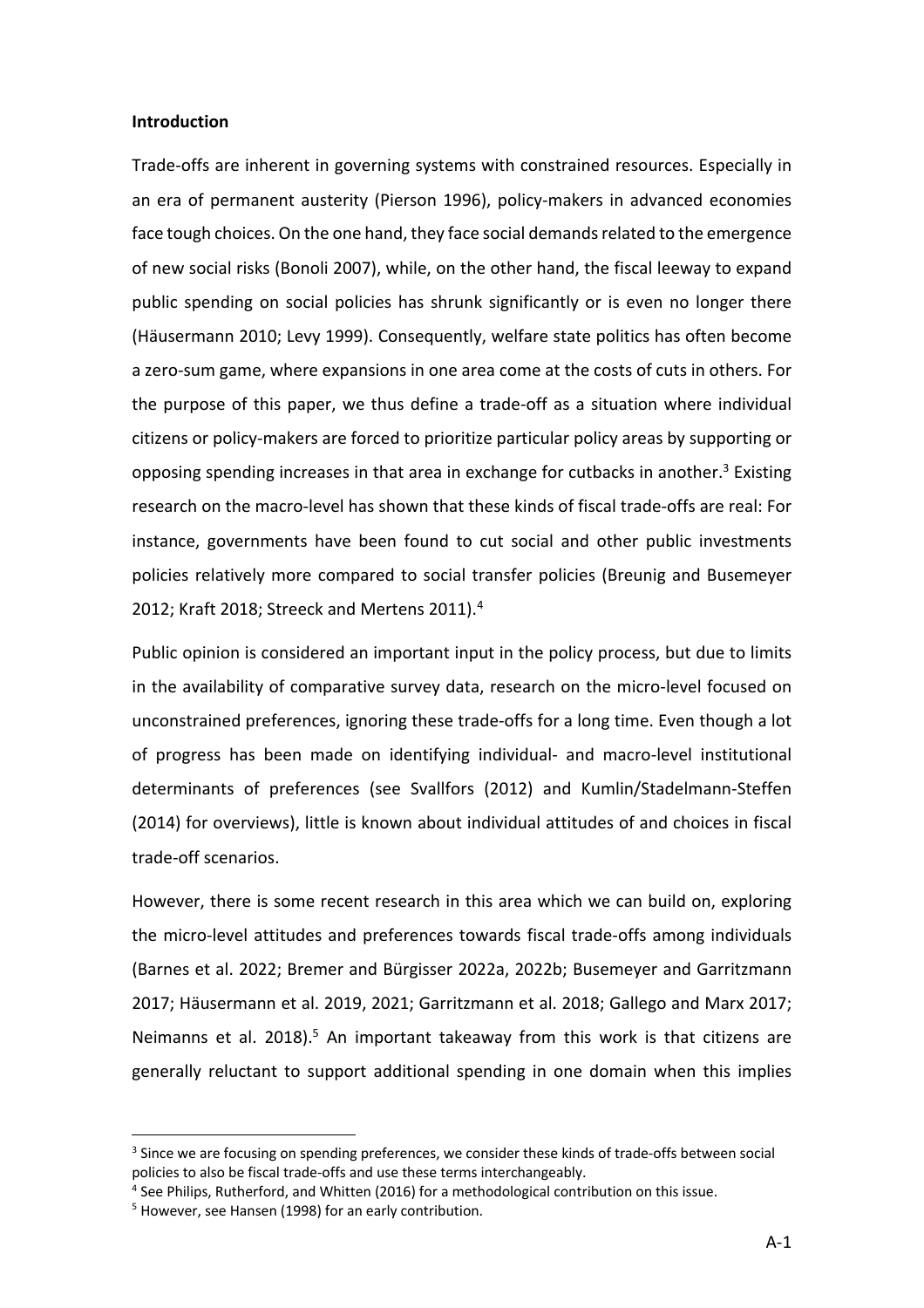**Introduction**

Trade-offs are inherent in governing systems with constrained resources. Especially in an era of permanent austerity (Pierson 1996), policy-makers in advanced economies face tough choices. On the one hand, they face social demands related to the emergence of new social risks (Bonoli 2007), while, on the other hand, the fiscal leeway to expand public spending on social policies has shrunk significantly or is even no longer there (Häusermann 2010; Levy 1999). Consequently, welfare state politics has often become a zero-sum game, where expansions in one area come at the costs of cuts in others. For the purpose of this paper, we thus define a trade-off as a situation where individual citizens or policy-makers are forced to prioritize particular policy areas by supporting or opposing spending increases in that area in exchange for cutbacks in another.[3] Existing research on the macro-level has shown that these kinds of fiscal trade-offs are real: For instance, governments have been found to cut social and other public investments policies relatively more compared to social transfer policies (Breunig and Busemeyer 2012; Kraft 2018; Streeck and Mertens 2011).[4]

Public opinion is considered an important input in the policy process, but due to limits in the availability of comparative survey data, research on the micro-level focused on unconstrained preferences, ignoring these trade-offs for a long time. Even though a lot of progress has been made on identifying individual- and macro-level institutional determinants of preferences (see Svallfors (2012) and Kumlin/Stadelmann-Steffen (2014) for overviews), little is known about individual attitudes of and choices in fiscal trade-off scenarios.

However, there is some recent research in this area which we can build on, exploring the micro-level attitudes and preferences towards fiscal trade-offs among individuals (Barnes et al. 2022; Bremer and Bürgisser 2022a, 2022b; Busemeyer and Garritzmann 2017; Häusermann et al. 2019, 2021; Garritzmann et al. 2018; Gallego and Marx 2017; Neimanns et al. 2018).[5] An important takeaway from this work is that citizens are generally reluctant to support additional spending in one domain when this implies

[3] Since we are focusing on spending preferences, we consider these kinds of trade-offs between social policies to also be fiscal trade-offs and use these terms interchangeably.

[4] See Philips, Rutherford, and Whitten (2016) for a methodological contribution on this issue.

[5] However, see Hansen (1998) for an early contribution.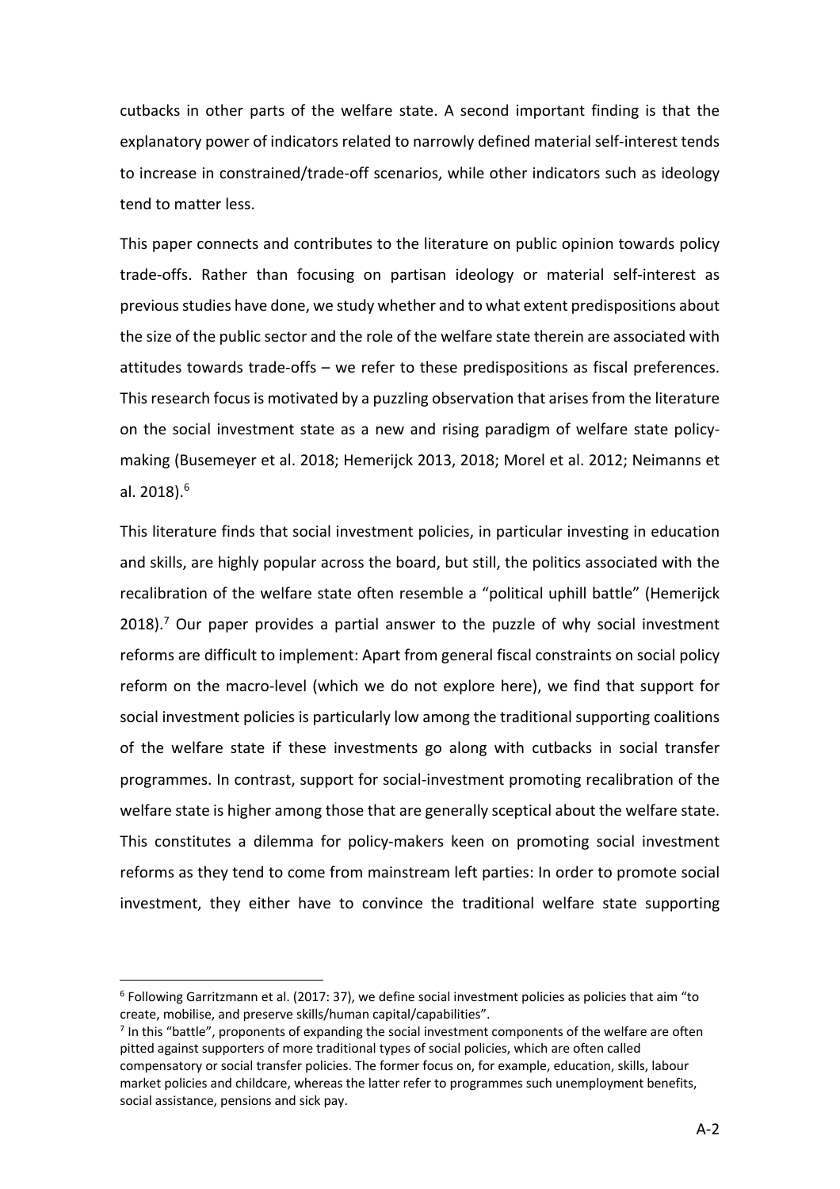cutbacks in other parts of the welfare state. A second important finding is that the explanatory power of indicators related to narrowly defined material self-interest tends to increase in constrained/trade-off scenarios, while other indicators such as ideology tend to matter less.

This paper connects and contributes to the literature on public opinion towards policy trade-offs. Rather than focusing on partisan ideology or material self-interest as previous studies have done, we study whether and to what extent predispositions about the size of the public sector and the role of the welfare state therein are associated with attitudes towards trade-offs – we refer to these predispositions as fiscal preferences. This research focus is motivated by a puzzling observation that arises from the literature on the social investment state as a new and rising paradigm of welfare state policy-making (Busemeyer et al. 2018; Hemerijck 2013, 2018; Morel et al. 2012; Neimanns et al. 2018).[6]

This literature finds that social investment policies, in particular investing in education and skills, are highly popular across the board, but still, the politics associated with the recalibration of the welfare state often resemble a "political uphill battle" (Hemerijck 2018).[7] Our paper provides a partial answer to the puzzle of why social investment reforms are difficult to implement: Apart from general fiscal constraints on social policy reform on the macro-level (which we do not explore here), we find that support for social investment policies is particularly low among the traditional supporting coalitions of the welfare state if these investments go along with cutbacks in social transfer programmes. In contrast, support for social-investment promoting recalibration of the welfare state is higher among those that are generally sceptical about the welfare state. This constitutes a dilemma for policy-makers keen on promoting social investment reforms as they tend to come from mainstream left parties: In order to promote social investment, they either have to convince the traditional welfare state supporting

[6] Following Garritzmann et al. (2017: 37), we define social investment policies as policies that aim "to create, mobilise, and preserve skills/human capital/capabilities".

[7] In this "battle", proponents of expanding the social investment components of the welfare are often pitted against supporters of more traditional types of social policies, which are often called compensatory or social transfer policies. The former focus on, for example, education, skills, labour market policies and childcare, whereas the latter refer to programmes such unemployment benefits, social assistance, pensions and sick pay.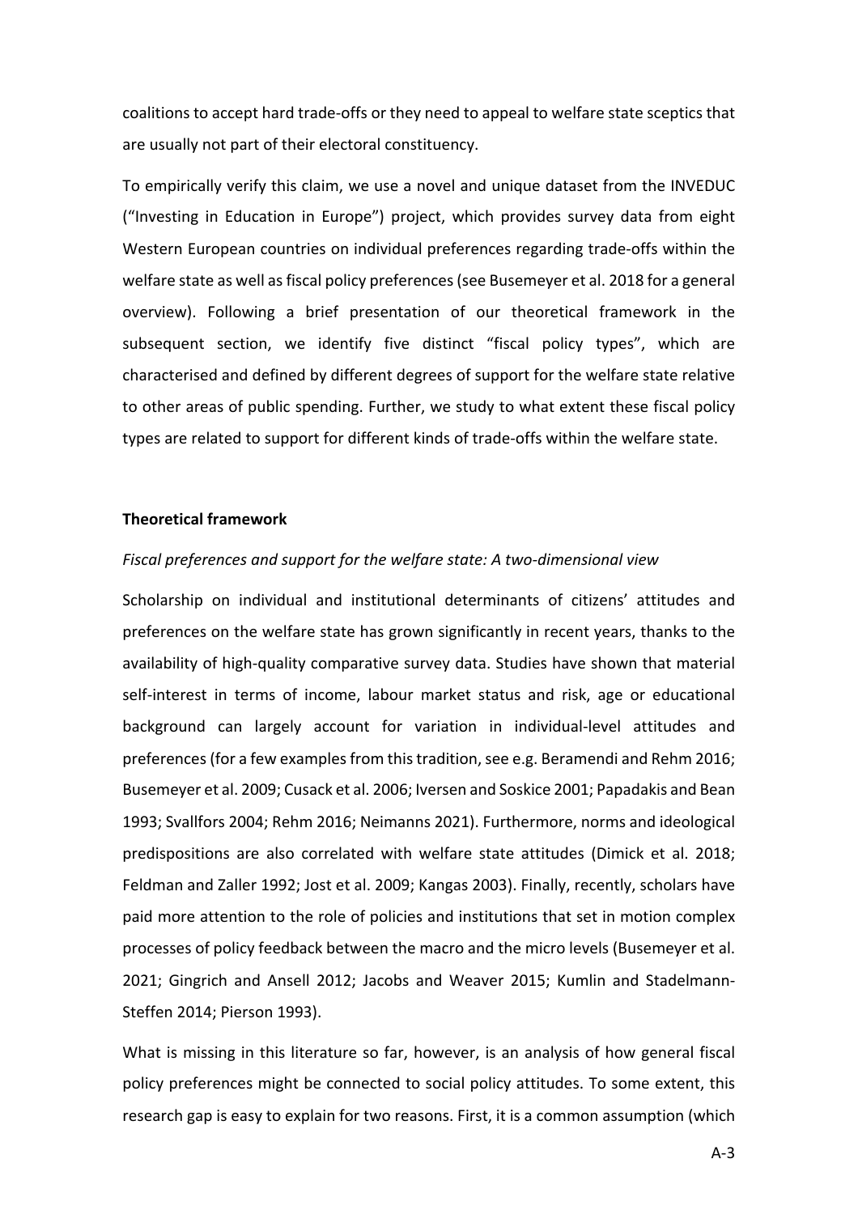coalitions to accept hard trade-offs or they need to appeal to welfare state sceptics that are usually not part of their electoral constituency.

To empirically verify this claim, we use a novel and unique dataset from the INVEDUC ("Investing in Education in Europe") project, which provides survey data from eight Western European countries on individual preferences regarding trade-offs within the welfare state as well as fiscal policy preferences (see Busemeyer et al. 2018 for a general overview). Following a brief presentation of our theoretical framework in the subsequent section, we identify five distinct "fiscal policy types", which are characterised and defined by different degrees of support for the welfare state relative to other areas of public spending. Further, we study to what extent these fiscal policy types are related to support for different kinds of trade-offs within the welfare state.

## Theoretical framework

### *Fiscal preferences and support for the welfare state: A two-dimensional view*

Scholarship on individual and institutional determinants of citizens' attitudes and preferences on the welfare state has grown significantly in recent years, thanks to the availability of high-quality comparative survey data. Studies have shown that material self-interest in terms of income, labour market status and risk, age or educational background can largely account for variation in individual-level attitudes and preferences (for a few examples from this tradition, see e.g. Beramendi and Rehm 2016; Busemeyer et al. 2009; Cusack et al. 2006; Iversen and Soskice 2001; Papadakis and Bean 1993; Svallfors 2004; Rehm 2016; Neimanns 2021). Furthermore, norms and ideological predispositions are also correlated with welfare state attitudes (Dimick et al. 2018; Feldman and Zaller 1992; Jost et al. 2009; Kangas 2003). Finally, recently, scholars have paid more attention to the role of policies and institutions that set in motion complex processes of policy feedback between the macro and the micro levels (Busemeyer et al. 2021; Gingrich and Ansell 2012; Jacobs and Weaver 2015; Kumlin and Stadelmann-Steffen 2014; Pierson 1993).

What is missing in this literature so far, however, is an analysis of how general fiscal policy preferences might be connected to social policy attitudes. To some extent, this research gap is easy to explain for two reasons. First, it is a common assumption (which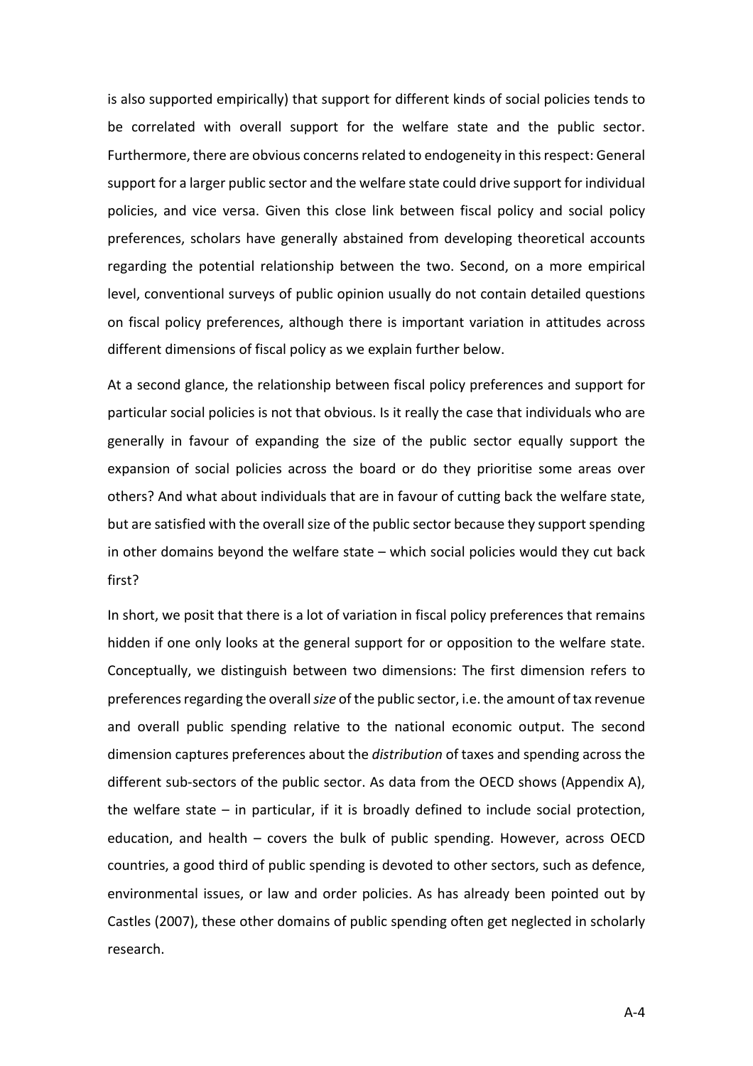is also supported empirically) that support for different kinds of social policies tends to be correlated with overall support for the welfare state and the public sector. Furthermore, there are obvious concerns related to endogeneity in this respect: General support for a larger public sector and the welfare state could drive support for individual policies, and vice versa. Given this close link between fiscal policy and social policy preferences, scholars have generally abstained from developing theoretical accounts regarding the potential relationship between the two. Second, on a more empirical level, conventional surveys of public opinion usually do not contain detailed questions on fiscal policy preferences, although there is important variation in attitudes across different dimensions of fiscal policy as we explain further below.

At a second glance, the relationship between fiscal policy preferences and support for particular social policies is not that obvious. Is it really the case that individuals who are generally in favour of expanding the size of the public sector equally support the expansion of social policies across the board or do they prioritise some areas over others? And what about individuals that are in favour of cutting back the welfare state, but are satisfied with the overall size of the public sector because they support spending in other domains beyond the welfare state – which social policies would they cut back first?

In short, we posit that there is a lot of variation in fiscal policy preferences that remains hidden if one only looks at the general support for or opposition to the welfare state. Conceptually, we distinguish between two dimensions: The first dimension refers to preferences regarding the overall *size* of the public sector, i.e. the amount of tax revenue and overall public spending relative to the national economic output. The second dimension captures preferences about the *distribution* of taxes and spending across the different sub-sectors of the public sector. As data from the OECD shows (Appendix A), the welfare state – in particular, if it is broadly defined to include social protection, education, and health – covers the bulk of public spending. However, across OECD countries, a good third of public spending is devoted to other sectors, such as defence, environmental issues, or law and order policies. As has already been pointed out by Castles (2007), these other domains of public spending often get neglected in scholarly research.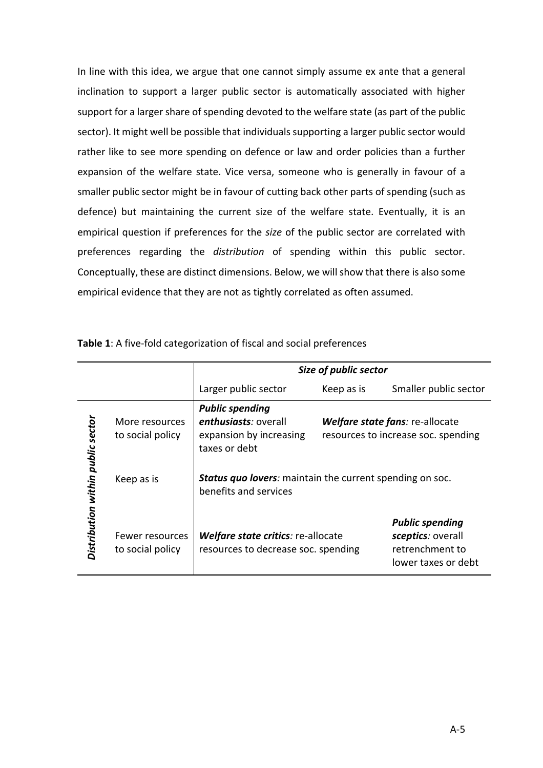In line with this idea, we argue that one cannot simply assume ex ante that a general inclination to support a larger public sector is automatically associated with higher support for a larger share of spending devoted to the welfare state (as part of the public sector). It might well be possible that individuals supporting a larger public sector would rather like to see more spending on defence or law and order policies than a further expansion of the welfare state. Vice versa, someone who is generally in favour of a smaller public sector might be in favour of cutting back other parts of spending (such as defence) but maintaining the current size of the welfare state. Eventually, it is an empirical question if preferences for the *size* of the public sector are correlated with preferences regarding the *distribution* of spending within this public sector. Conceptually, these are distinct dimensions. Below, we will show that there is also some empirical evidence that they are not as tightly correlated as often assumed.

**Table 1**: A five-fold categorization of fiscal and social preferences

| | | ***Size of public sector*** | | |
|---|---|---|---|---|
| | | Larger public sector | Keep as is | Smaller public sector |
| ***Distribution within public sector*** | More resources to social policy | ***Public spending enthusiasts****:* overall expansion by increasing taxes or debt | ***Welfare state fans****:* re-allocate resources to increase soc. spending | |
| | Keep as is | ***Status quo lovers****:* maintain the current spending on soc. benefits and services | | |
| | Fewer resources to social policy | ***Welfare state critics****:* re-allocate resources to decrease soc. spending | | ***Public spending sceptics****:* overall retrenchment to lower taxes or debt |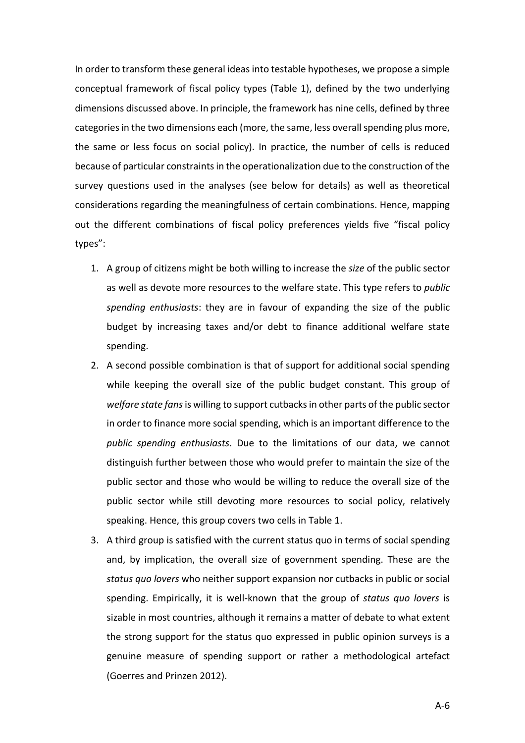In order to transform these general ideas into testable hypotheses, we propose a simple conceptual framework of fiscal policy types (Table 1), defined by the two underlying dimensions discussed above. In principle, the framework has nine cells, defined by three categories in the two dimensions each (more, the same, less overall spending plus more, the same or less focus on social policy). In practice, the number of cells is reduced because of particular constraints in the operationalization due to the construction of the survey questions used in the analyses (see below for details) as well as theoretical considerations regarding the meaningfulness of certain combinations. Hence, mapping out the different combinations of fiscal policy preferences yields five "fiscal policy types":

1. A group of citizens might be both willing to increase the *size* of the public sector as well as devote more resources to the welfare state. This type refers to *public spending enthusiasts*: they are in favour of expanding the size of the public budget by increasing taxes and/or debt to finance additional welfare state spending.
2. A second possible combination is that of support for additional social spending while keeping the overall size of the public budget constant. This group of *welfare state fans* is willing to support cutbacks in other parts of the public sector in order to finance more social spending, which is an important difference to the *public spending enthusiasts*. Due to the limitations of our data, we cannot distinguish further between those who would prefer to maintain the size of the public sector and those who would be willing to reduce the overall size of the public sector while still devoting more resources to social policy, relatively speaking. Hence, this group covers two cells in Table 1.
3. A third group is satisfied with the current status quo in terms of social spending and, by implication, the overall size of government spending. These are the *status quo lovers* who neither support expansion nor cutbacks in public or social spending. Empirically, it is well-known that the group of *status quo lovers* is sizable in most countries, although it remains a matter of debate to what extent the strong support for the status quo expressed in public opinion surveys is a genuine measure of spending support or rather a methodological artefact (Goerres and Prinzen 2012).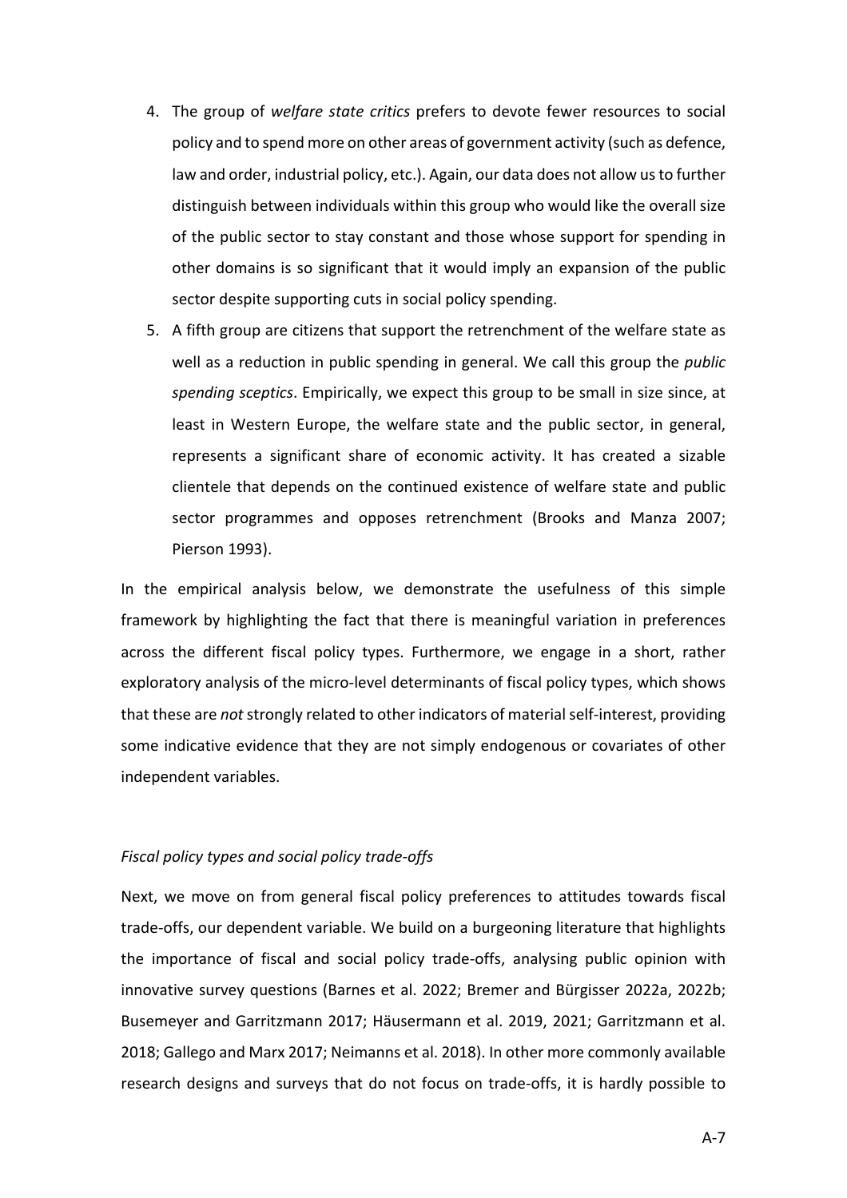4. The group of *welfare state critics* prefers to devote fewer resources to social policy and to spend more on other areas of government activity (such as defence, law and order, industrial policy, etc.). Again, our data does not allow us to further distinguish between individuals within this group who would like the overall size of the public sector to stay constant and those whose support for spending in other domains is so significant that it would imply an expansion of the public sector despite supporting cuts in social policy spending.
5. A fifth group are citizens that support the retrenchment of the welfare state as well as a reduction in public spending in general. We call this group the *public spending sceptics*. Empirically, we expect this group to be small in size since, at least in Western Europe, the welfare state and the public sector, in general, represents a significant share of economic activity. It has created a sizable clientele that depends on the continued existence of welfare state and public sector programmes and opposes retrenchment (Brooks and Manza 2007; Pierson 1993).

In the empirical analysis below, we demonstrate the usefulness of this simple framework by highlighting the fact that there is meaningful variation in preferences across the different fiscal policy types. Furthermore, we engage in a short, rather exploratory analysis of the micro-level determinants of fiscal policy types, which shows that these are *not* strongly related to other indicators of material self-interest, providing some indicative evidence that they are not simply endogenous or covariates of other independent variables.

*Fiscal policy types and social policy trade-offs*

Next, we move on from general fiscal policy preferences to attitudes towards fiscal trade-offs, our dependent variable. We build on a burgeoning literature that highlights the importance of fiscal and social policy trade-offs, analysing public opinion with innovative survey questions (Barnes et al. 2022; Bremer and Bürgisser 2022a, 2022b; Busemeyer and Garritzmann 2017; Häusermann et al. 2019, 2021; Garritzmann et al. 2018; Gallego and Marx 2017; Neimanns et al. 2018). In other more commonly available research designs and surveys that do not focus on trade-offs, it is hardly possible to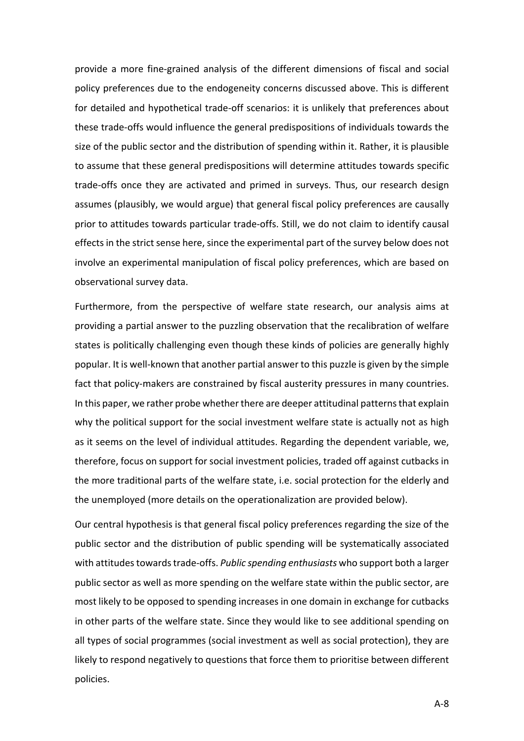provide a more fine-grained analysis of the different dimensions of fiscal and social policy preferences due to the endogeneity concerns discussed above. This is different for detailed and hypothetical trade-off scenarios: it is unlikely that preferences about these trade-offs would influence the general predispositions of individuals towards the size of the public sector and the distribution of spending within it. Rather, it is plausible to assume that these general predispositions will determine attitudes towards specific trade-offs once they are activated and primed in surveys. Thus, our research design assumes (plausibly, we would argue) that general fiscal policy preferences are causally prior to attitudes towards particular trade-offs. Still, we do not claim to identify causal effects in the strict sense here, since the experimental part of the survey below does not involve an experimental manipulation of fiscal policy preferences, which are based on observational survey data.

Furthermore, from the perspective of welfare state research, our analysis aims at providing a partial answer to the puzzling observation that the recalibration of welfare states is politically challenging even though these kinds of policies are generally highly popular. It is well-known that another partial answer to this puzzle is given by the simple fact that policy-makers are constrained by fiscal austerity pressures in many countries. In this paper, we rather probe whether there are deeper attitudinal patterns that explain why the political support for the social investment welfare state is actually not as high as it seems on the level of individual attitudes. Regarding the dependent variable, we, therefore, focus on support for social investment policies, traded off against cutbacks in the more traditional parts of the welfare state, i.e. social protection for the elderly and the unemployed (more details on the operationalization are provided below).

Our central hypothesis is that general fiscal policy preferences regarding the size of the public sector and the distribution of public spending will be systematically associated with attitudes towards trade-offs. *Public spending enthusiasts* who support both a larger public sector as well as more spending on the welfare state within the public sector, are most likely to be opposed to spending increases in one domain in exchange for cutbacks in other parts of the welfare state. Since they would like to see additional spending on all types of social programmes (social investment as well as social protection), they are likely to respond negatively to questions that force them to prioritise between different policies.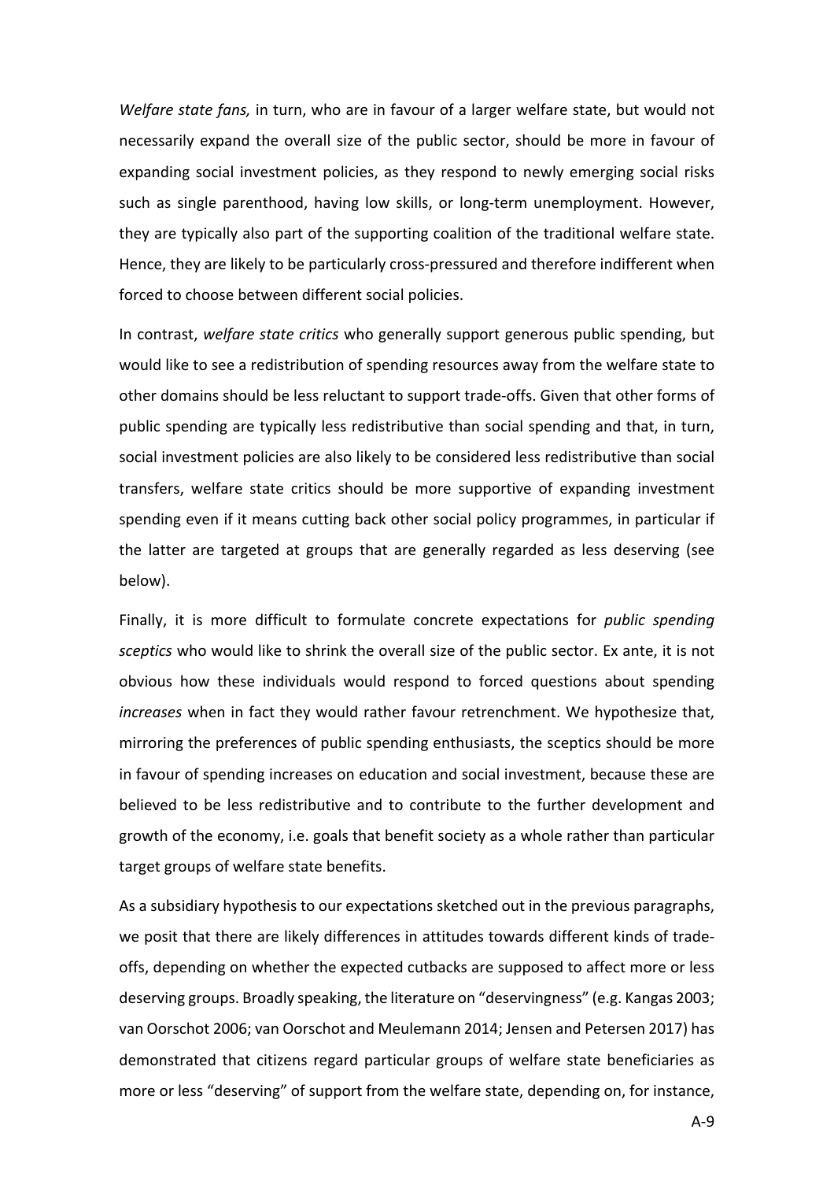*Welfare state fans,* in turn, who are in favour of a larger welfare state, but would not necessarily expand the overall size of the public sector, should be more in favour of expanding social investment policies, as they respond to newly emerging social risks such as single parenthood, having low skills, or long-term unemployment. However, they are typically also part of the supporting coalition of the traditional welfare state. Hence, they are likely to be particularly cross-pressured and therefore indifferent when forced to choose between different social policies.

In contrast, *welfare state critics* who generally support generous public spending, but would like to see a redistribution of spending resources away from the welfare state to other domains should be less reluctant to support trade-offs. Given that other forms of public spending are typically less redistributive than social spending and that, in turn, social investment policies are also likely to be considered less redistributive than social transfers, welfare state critics should be more supportive of expanding investment spending even if it means cutting back other social policy programmes, in particular if the latter are targeted at groups that are generally regarded as less deserving (see below).

Finally, it is more difficult to formulate concrete expectations for *public spending sceptics* who would like to shrink the overall size of the public sector. Ex ante, it is not obvious how these individuals would respond to forced questions about spending *increases* when in fact they would rather favour retrenchment. We hypothesize that, mirroring the preferences of public spending enthusiasts, the sceptics should be more in favour of spending increases on education and social investment, because these are believed to be less redistributive and to contribute to the further development and growth of the economy, i.e. goals that benefit society as a whole rather than particular target groups of welfare state benefits.

As a subsidiary hypothesis to our expectations sketched out in the previous paragraphs, we posit that there are likely differences in attitudes towards different kinds of trade-offs, depending on whether the expected cutbacks are supposed to affect more or less deserving groups. Broadly speaking, the literature on "deservingness" (e.g. Kangas 2003; van Oorschot 2006; van Oorschot and Meulemann 2014; Jensen and Petersen 2017) has demonstrated that citizens regard particular groups of welfare state beneficiaries as more or less "deserving" of support from the welfare state, depending on, for instance,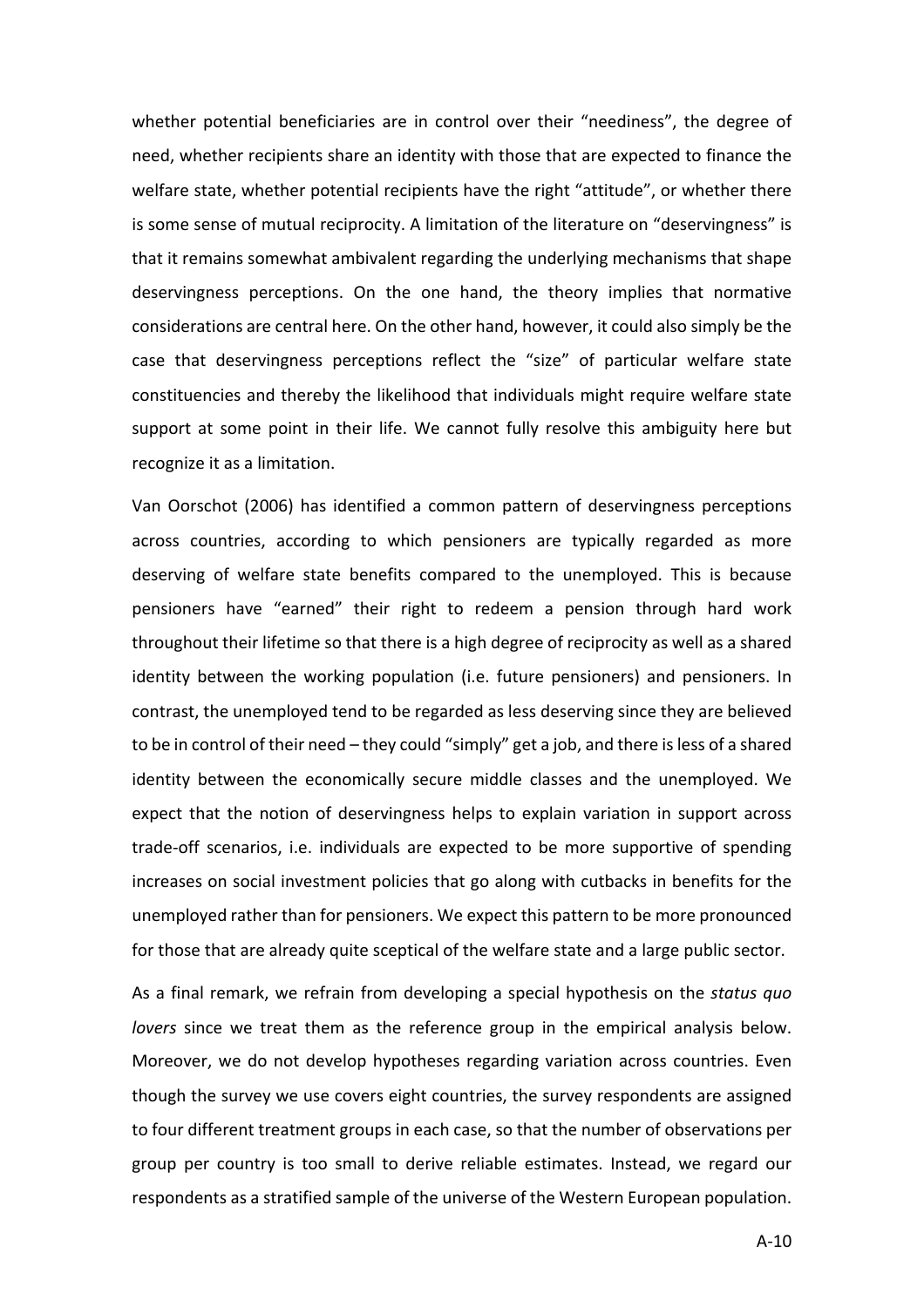whether potential beneficiaries are in control over their "neediness", the degree of need, whether recipients share an identity with those that are expected to finance the welfare state, whether potential recipients have the right "attitude", or whether there is some sense of mutual reciprocity. A limitation of the literature on "deservingness" is that it remains somewhat ambivalent regarding the underlying mechanisms that shape deservingness perceptions. On the one hand, the theory implies that normative considerations are central here. On the other hand, however, it could also simply be the case that deservingness perceptions reflect the "size" of particular welfare state constituencies and thereby the likelihood that individuals might require welfare state support at some point in their life. We cannot fully resolve this ambiguity here but recognize it as a limitation.

Van Oorschot (2006) has identified a common pattern of deservingness perceptions across countries, according to which pensioners are typically regarded as more deserving of welfare state benefits compared to the unemployed. This is because pensioners have "earned" their right to redeem a pension through hard work throughout their lifetime so that there is a high degree of reciprocity as well as a shared identity between the working population (i.e. future pensioners) and pensioners. In contrast, the unemployed tend to be regarded as less deserving since they are believed to be in control of their need – they could "simply" get a job, and there is less of a shared identity between the economically secure middle classes and the unemployed. We expect that the notion of deservingness helps to explain variation in support across trade-off scenarios, i.e. individuals are expected to be more supportive of spending increases on social investment policies that go along with cutbacks in benefits for the unemployed rather than for pensioners. We expect this pattern to be more pronounced for those that are already quite sceptical of the welfare state and a large public sector.

As a final remark, we refrain from developing a special hypothesis on the *status quo lovers* since we treat them as the reference group in the empirical analysis below. Moreover, we do not develop hypotheses regarding variation across countries. Even though the survey we use covers eight countries, the survey respondents are assigned to four different treatment groups in each case, so that the number of observations per group per country is too small to derive reliable estimates. Instead, we regard our respondents as a stratified sample of the universe of the Western European population.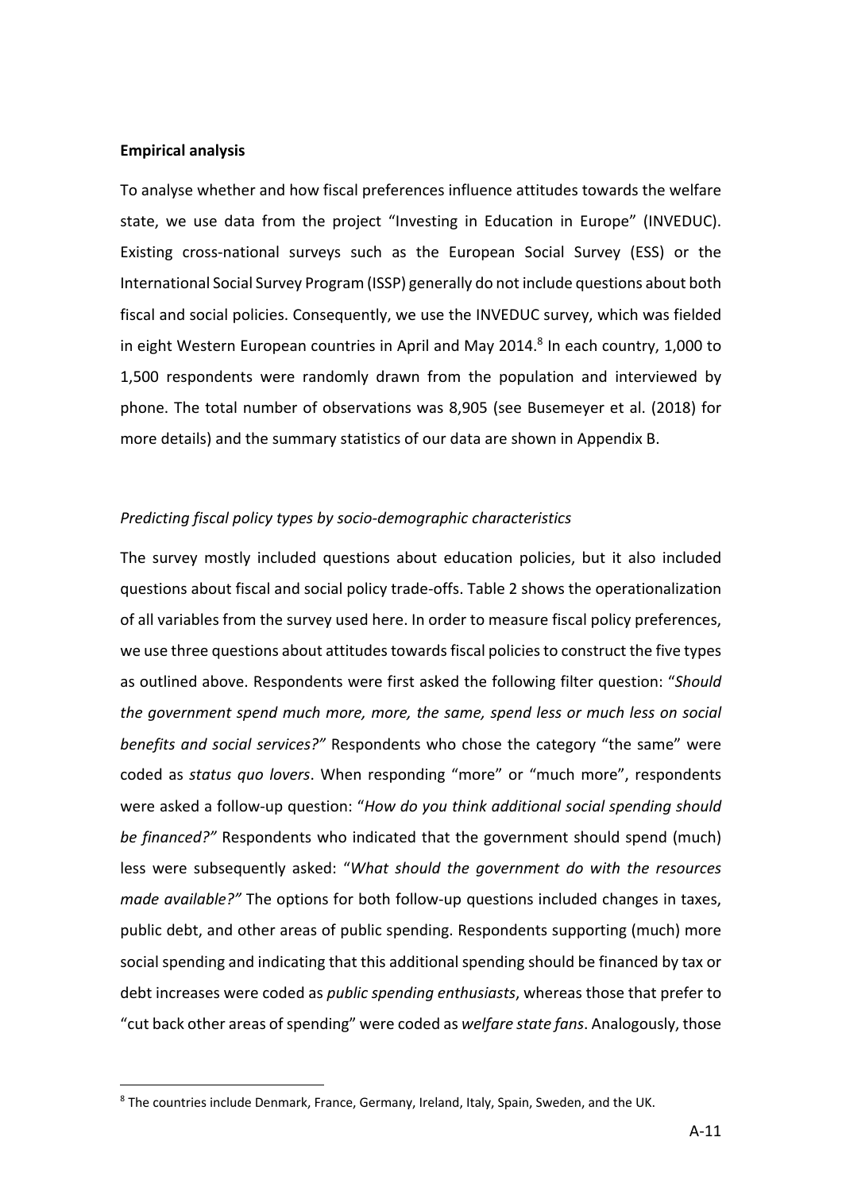**Empirical analysis**

To analyse whether and how fiscal preferences influence attitudes towards the welfare state, we use data from the project "Investing in Education in Europe" (INVEDUC). Existing cross-national surveys such as the European Social Survey (ESS) or the International Social Survey Program (ISSP) generally do not include questions about both fiscal and social policies. Consequently, we use the INVEDUC survey, which was fielded in eight Western European countries in April and May 2014.[8] In each country, 1,000 to 1,500 respondents were randomly drawn from the population and interviewed by phone. The total number of observations was 8,905 (see Busemeyer et al. (2018) for more details) and the summary statistics of our data are shown in Appendix B.

*Predicting fiscal policy types by socio-demographic characteristics*

The survey mostly included questions about education policies, but it also included questions about fiscal and social policy trade-offs. Table 2 shows the operationalization of all variables from the survey used here. In order to measure fiscal policy preferences, we use three questions about attitudes towards fiscal policies to construct the five types as outlined above. Respondents were first asked the following filter question: "*Should the government spend much more, more, the same, spend less or much less on social benefits and social services?"* Respondents who chose the category "the same" were coded as *status quo lovers*. When responding "more" or "much more", respondents were asked a follow-up question: "*How do you think additional social spending should be financed?"* Respondents who indicated that the government should spend (much) less were subsequently asked: "*What should the government do with the resources made available?"* The options for both follow-up questions included changes in taxes, public debt, and other areas of public spending. Respondents supporting (much) more social spending and indicating that this additional spending should be financed by tax or debt increases were coded as *public spending enthusiasts*, whereas those that prefer to "cut back other areas of spending" were coded as *welfare state fans*. Analogously, those

[8] The countries include Denmark, France, Germany, Ireland, Italy, Spain, Sweden, and the UK.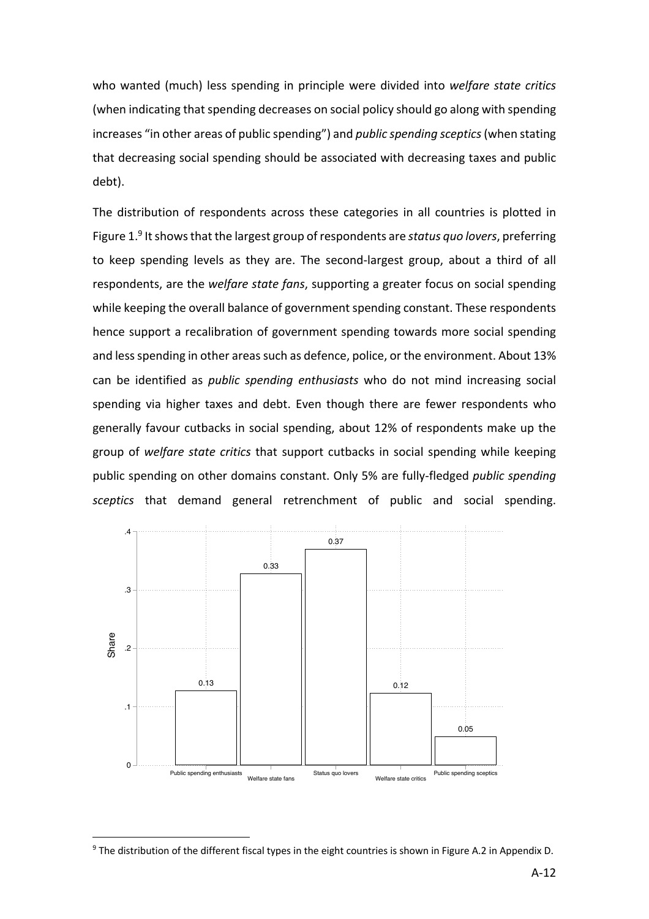who wanted (much) less spending in principle were divided into *welfare state critics* (when indicating that spending decreases on social policy should go along with spending increases "in other areas of public spending") and *public spending sceptics* (when stating that decreasing social spending should be associated with decreasing taxes and public debt).

The distribution of respondents across these categories in all countries is plotted in Figure 1.[9] It shows that the largest group of respondents are *status quo lovers*, preferring to keep spending levels as they are. The second-largest group, about a third of all respondents, are the *welfare state fans*, supporting a greater focus on social spending while keeping the overall balance of government spending constant. These respondents hence support a recalibration of government spending towards more social spending and less spending in other areas such as defence, police, or the environment. About 13% can be identified as *public spending enthusiasts* who do not mind increasing social spending via higher taxes and debt. Even though there are fewer respondents who generally favour cutbacks in social spending, about 12% of respondents make up the group of *welfare state critics* that support cutbacks in social spending while keeping public spending on other domains constant. Only 5% are fully-fledged *public spending sceptics* that demand general retrenchment of public and social spending.

| Category | Share |
|---|---|
| Public spending enthusiasts | 0.13 |
| Welfare state fans | 0.33 |
| Status quo lovers | 0.37 |
| Welfare state critics | 0.12 |
| Public spending sceptics | 0.05 |

[9] The distribution of the different fiscal types in the eight countries is shown in Figure A.2 in Appendix D.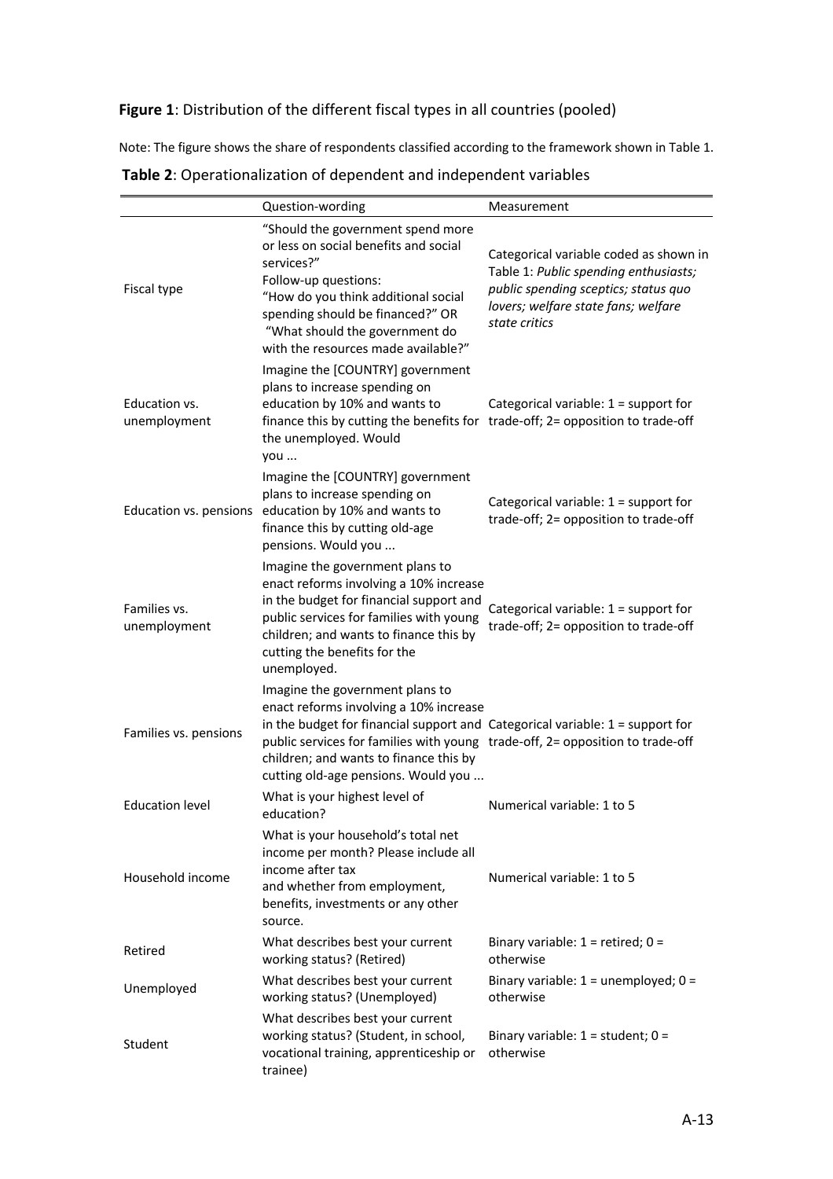**Figure 1**: Distribution of the different fiscal types in all countries (pooled)

Note: The figure shows the share of respondents classified according to the framework shown in Table 1.

**Table 2**: Operationalization of dependent and independent variables

| | Question-wording | Measurement |
|---|---|---|
| Fiscal type | "Should the government spend more or less on social benefits and social services?" Follow-up questions: "How do you think additional social spending should be financed?" OR "What should the government do with the resources made available?" | Categorical variable coded as shown in Table 1: *Public spending enthusiasts; public spending sceptics; status quo lovers; welfare state fans; welfare state critics* |
| Education vs. unemployment | Imagine the [COUNTRY] government plans to increase spending on education by 10% and wants to finance this by cutting the benefits for the unemployed. Would you ... | Categorical variable: 1 = support for trade-off; 2= opposition to trade-off |
| Education vs. pensions | Imagine the [COUNTRY] government plans to increase spending on education by 10% and wants to finance this by cutting old-age pensions. Would you ... | Categorical variable: 1 = support for trade-off; 2= opposition to trade-off |
| Families vs. unemployment | Imagine the government plans to enact reforms involving a 10% increase in the budget for financial support and public services for families with young children; and wants to finance this by cutting the benefits for the unemployed. | Categorical variable: 1 = support for trade-off; 2= opposition to trade-off |
| Families vs. pensions | Imagine the government plans to enact reforms involving a 10% increase in the budget for financial support and public services for families with young children; and wants to finance this by cutting old-age pensions. Would you ... | Categorical variable: 1 = support for trade-off, 2= opposition to trade-off |
| Education level | What is your highest level of education? | Numerical variable: 1 to 5 |
| Household income | What is your household's total net income per month? Please include all income after tax and whether from employment, benefits, investments or any other source. | Numerical variable: 1 to 5 |
| Retired | What describes best your current working status? (Retired) | Binary variable: 1 = retired; 0 = otherwise |
| Unemployed | What describes best your current working status? (Unemployed) | Binary variable: 1 = unemployed; 0 = otherwise |
| Student | What describes best your current working status? (Student, in school, vocational training, apprenticeship or trainee) | Binary variable: 1 = student; 0 = otherwise |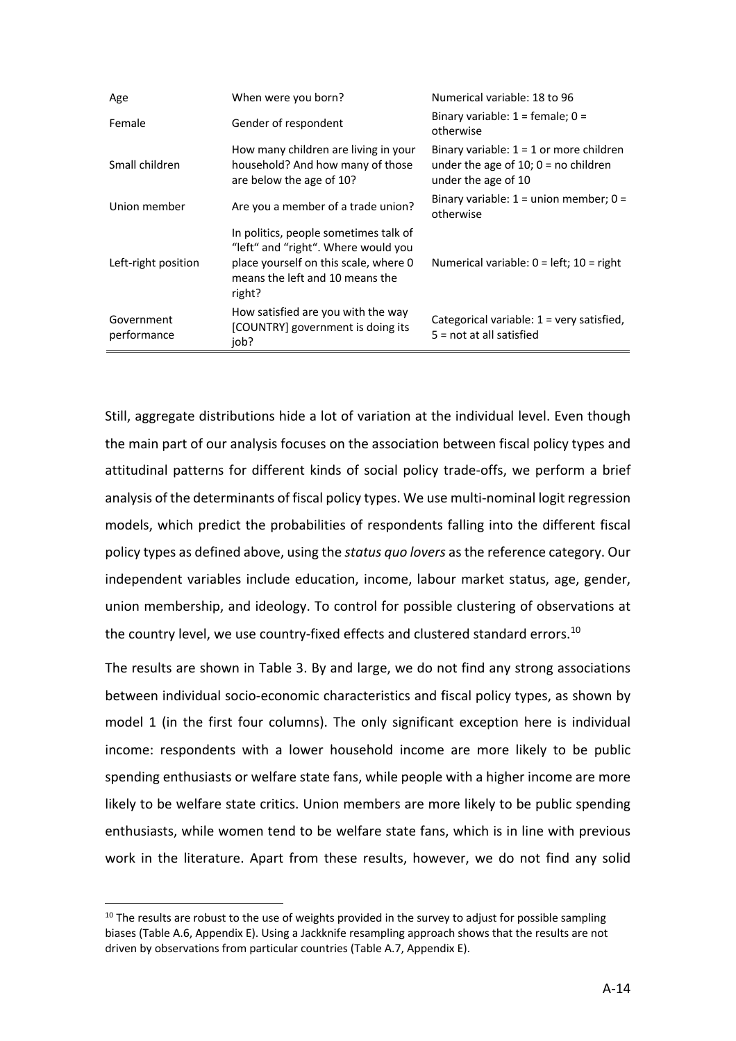| Age | When were you born? | Numerical variable: 18 to 96 |
|---|---|---|
| Female | Gender of respondent | Binary variable: 1 = female; 0 = otherwise |
| Small children | How many children are living in your household? And how many of those are below the age of 10? | Binary variable: 1 = 1 or more children under the age of 10; 0 = no children under the age of 10 |
| Union member | Are you a member of a trade union? | Binary variable: 1 = union member; 0 = otherwise |
| Left-right position | In politics, people sometimes talk of "left" and "right". Where would you place yourself on this scale, where 0 means the left and 10 means the right? | Numerical variable: 0 = left; 10 = right |
| Government performance | How satisfied are you with the way [COUNTRY] government is doing its job? | Categorical variable: 1 = very satisfied, 5 = not at all satisfied |

Still, aggregate distributions hide a lot of variation at the individual level. Even though the main part of our analysis focuses on the association between fiscal policy types and attitudinal patterns for different kinds of social policy trade-offs, we perform a brief analysis of the determinants of fiscal policy types. We use multi-nominal logit regression models, which predict the probabilities of respondents falling into the different fiscal policy types as defined above, using the *status quo lovers* as the reference category. Our independent variables include education, income, labour market status, age, gender, union membership, and ideology. To control for possible clustering of observations at the country level, we use country-fixed effects and clustered standard errors.[10]

The results are shown in Table 3. By and large, we do not find any strong associations between individual socio-economic characteristics and fiscal policy types, as shown by model 1 (in the first four columns). The only significant exception here is individual income: respondents with a lower household income are more likely to be public spending enthusiasts or welfare state fans, while people with a higher income are more likely to be welfare state critics. Union members are more likely to be public spending enthusiasts, while women tend to be welfare state fans, which is in line with previous work in the literature. Apart from these results, however, we do not find any solid

[10] The results are robust to the use of weights provided in the survey to adjust for possible sampling biases (Table A.6, Appendix E). Using a Jackknife resampling approach shows that the results are not driven by observations from particular countries (Table A.7, Appendix E).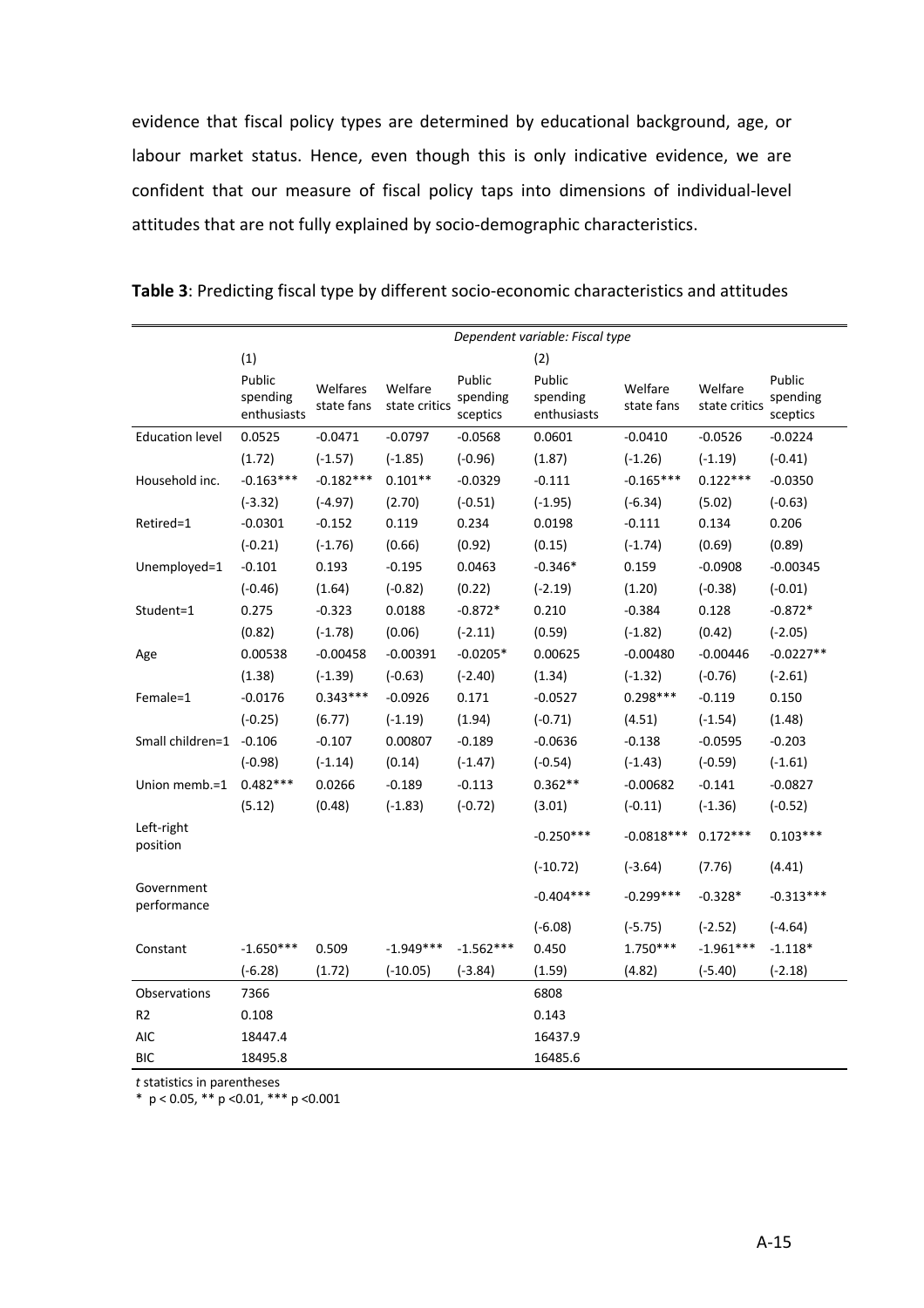evidence that fiscal policy types are determined by educational background, age, or labour market status. Hence, even though this is only indicative evidence, we are confident that our measure of fiscal policy taps into dimensions of individual-level attitudes that are not fully explained by socio-demographic characteristics.

**Table 3**: Predicting fiscal type by different socio-economic characteristics and attitudes

| | *Dependent variable: Fiscal type* | | | | | | | |
|---|---|---|---|---|---|---|---|---|
| | (1) | | | | (2) | | | |
| | Public spending enthusiasts | Welfares state fans | Welfare state critics | Public spending sceptics | Public spending enthusiasts | Welfare state fans | Welfare state critics | Public spending sceptics |
| Education level | 0.0525 | -0.0471 | -0.0797 | -0.0568 | 0.0601 | -0.0410 | -0.0526 | -0.0224 |
| | (1.72) | (-1.57) | (-1.85) | (-0.96) | (1.87) | (-1.26) | (-1.19) | (-0.41) |
| Household inc. | -0.163*** | -0.182*** | 0.101** | -0.0329 | -0.111 | -0.165*** | 0.122*** | -0.0350 |
| | (-3.32) | (-4.97) | (2.70) | (-0.51) | (-1.95) | (-6.34) | (5.02) | (-0.63) |
| Retired=1 | -0.0301 | -0.152 | 0.119 | 0.234 | 0.0198 | -0.111 | 0.134 | 0.206 |
| | (-0.21) | (-1.76) | (0.66) | (0.92) | (0.15) | (-1.74) | (0.69) | (0.89) |
| Unemployed=1 | -0.101 | 0.193 | -0.195 | 0.0463 | -0.346* | 0.159 | -0.0908 | -0.00345 |
| | (-0.46) | (1.64) | (-0.82) | (0.22) | (-2.19) | (1.20) | (-0.38) | (-0.01) |
| Student=1 | 0.275 | -0.323 | 0.0188 | -0.872* | 0.210 | -0.384 | 0.128 | -0.872* |
| | (0.82) | (-1.78) | (0.06) | (-2.11) | (0.59) | (-1.82) | (0.42) | (-2.05) |
| Age | 0.00538 | -0.00458 | -0.00391 | -0.0205* | 0.00625 | -0.00480 | -0.00446 | -0.0227** |
| | (1.38) | (-1.39) | (-0.63) | (-2.40) | (1.34) | (-1.32) | (-0.76) | (-2.61) |
| Female=1 | -0.0176 | 0.343*** | -0.0926 | 0.171 | -0.0527 | 0.298*** | -0.119 | 0.150 |
| | (-0.25) | (6.77) | (-1.19) | (1.94) | (-0.71) | (4.51) | (-1.54) | (1.48) |
| Small children=1 | -0.106 | -0.107 | 0.00807 | -0.189 | -0.0636 | -0.138 | -0.0595 | -0.203 |
| | (-0.98) | (-1.14) | (0.14) | (-1.47) | (-0.54) | (-1.43) | (-0.59) | (-1.61) |
| Union memb.=1 | 0.482*** | 0.0266 | -0.189 | -0.113 | 0.362** | -0.00682 | -0.141 | -0.0827 |
| | (5.12) | (0.48) | (-1.83) | (-0.72) | (3.01) | (-0.11) | (-1.36) | (-0.52) |
| Left-right position | | | | | -0.250*** | -0.0818*** | 0.172*** | 0.103*** |
| | | | | | (-10.72) | (-3.64) | (7.76) | (4.41) |
| Government performance | | | | | -0.404*** | -0.299*** | -0.328* | -0.313*** |
| | | | | | (-6.08) | (-5.75) | (-2.52) | (-4.64) |
| Constant | -1.650*** | 0.509 | -1.949*** | -1.562*** | 0.450 | 1.750*** | -1.961*** | -1.118* |
| | (-6.28) | (1.72) | (-10.05) | (-3.84) | (1.59) | (4.82) | (-5.40) | (-2.18) |
| Observations | 7366 | | | | 6808 | | | |
| R2 | 0.108 | | | | 0.143 | | | |
| AIC | 18447.4 | | | | 16437.9 | | | |
| BIC | 18495.8 | | | | 16485.6 | | | |

*t* statistics in parentheses

\* $p < 0.05$, ** $p < 0.01$, *** $p < 0.001$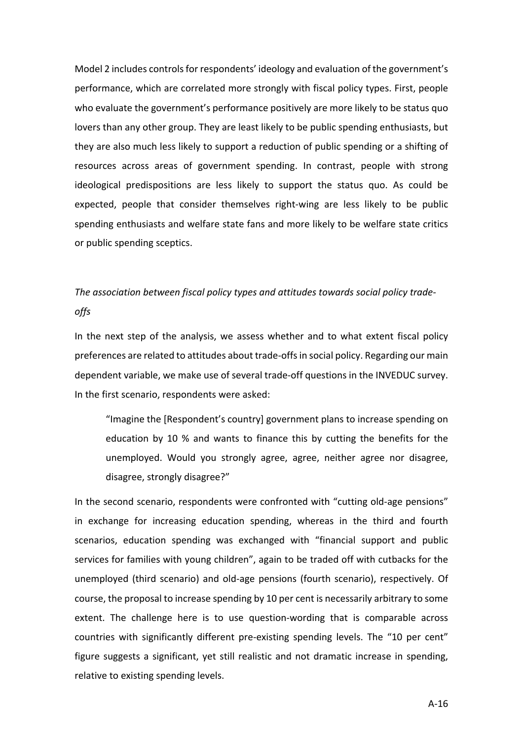Model 2 includes controls for respondents' ideology and evaluation of the government's performance, which are correlated more strongly with fiscal policy types. First, people who evaluate the government's performance positively are more likely to be status quo lovers than any other group. They are least likely to be public spending enthusiasts, but they are also much less likely to support a reduction of public spending or a shifting of resources across areas of government spending. In contrast, people with strong ideological predispositions are less likely to support the status quo. As could be expected, people that consider themselves right-wing are less likely to be public spending enthusiasts and welfare state fans and more likely to be welfare state critics or public spending sceptics.

*The association between fiscal policy types and attitudes towards social policy trade-offs*

In the next step of the analysis, we assess whether and to what extent fiscal policy preferences are related to attitudes about trade-offs in social policy. Regarding our main dependent variable, we make use of several trade-off questions in the INVEDUC survey. In the first scenario, respondents were asked:

> "Imagine the [Respondent's country] government plans to increase spending on education by 10 % and wants to finance this by cutting the benefits for the unemployed. Would you strongly agree, agree, neither agree nor disagree, disagree, strongly disagree?"

In the second scenario, respondents were confronted with "cutting old-age pensions" in exchange for increasing education spending, whereas in the third and fourth scenarios, education spending was exchanged with "financial support and public services for families with young children", again to be traded off with cutbacks for the unemployed (third scenario) and old-age pensions (fourth scenario), respectively. Of course, the proposal to increase spending by 10 per cent is necessarily arbitrary to some extent. The challenge here is to use question-wording that is comparable across countries with significantly different pre-existing spending levels. The "10 per cent" figure suggests a significant, yet still realistic and not dramatic increase in spending, relative to existing spending levels.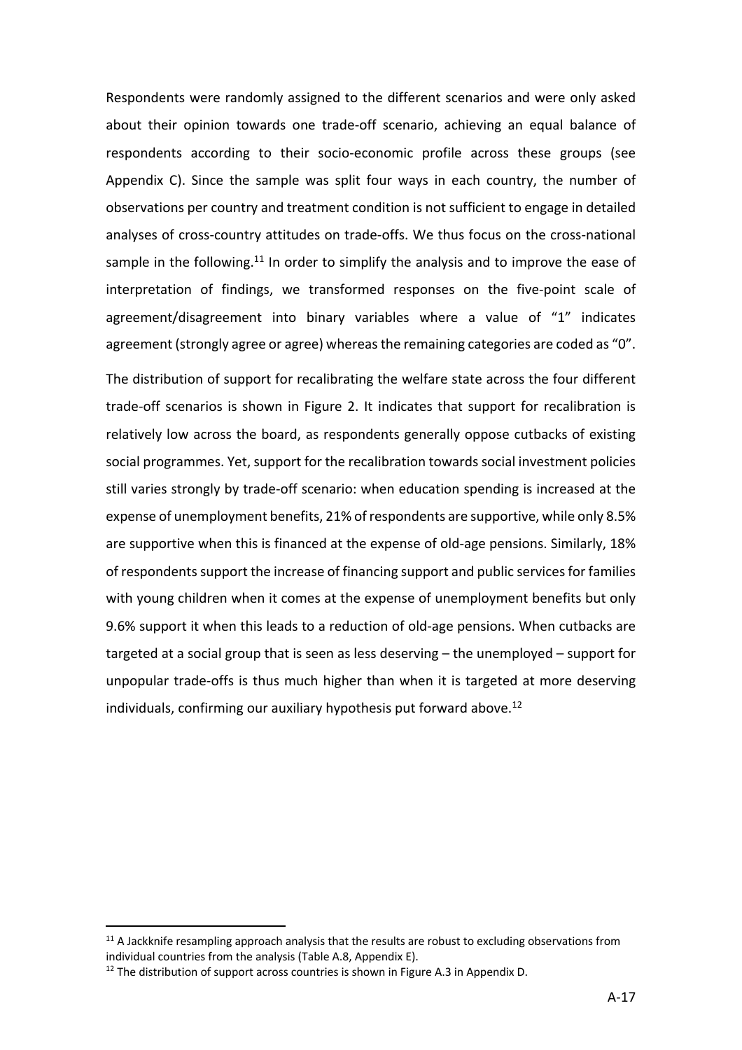Respondents were randomly assigned to the different scenarios and were only asked about their opinion towards one trade-off scenario, achieving an equal balance of respondents according to their socio-economic profile across these groups (see Appendix C). Since the sample was split four ways in each country, the number of observations per country and treatment condition is not sufficient to engage in detailed analyses of cross-country attitudes on trade-offs. We thus focus on the cross-national sample in the following.[11] In order to simplify the analysis and to improve the ease of interpretation of findings, we transformed responses on the five-point scale of agreement/disagreement into binary variables where a value of "1" indicates agreement (strongly agree or agree) whereas the remaining categories are coded as "0".

The distribution of support for recalibrating the welfare state across the four different trade-off scenarios is shown in Figure 2. It indicates that support for recalibration is relatively low across the board, as respondents generally oppose cutbacks of existing social programmes. Yet, support for the recalibration towards social investment policies still varies strongly by trade-off scenario: when education spending is increased at the expense of unemployment benefits, 21% of respondents are supportive, while only 8.5% are supportive when this is financed at the expense of old-age pensions. Similarly, 18% of respondents support the increase of financing support and public services for families with young children when it comes at the expense of unemployment benefits but only 9.6% support it when this leads to a reduction of old-age pensions. When cutbacks are targeted at a social group that is seen as less deserving – the unemployed – support for unpopular trade-offs is thus much higher than when it is targeted at more deserving individuals, confirming our auxiliary hypothesis put forward above.[12]

[11] A Jackknife resampling approach analysis that the results are robust to excluding observations from individual countries from the analysis (Table A.8, Appendix E).

[12] The distribution of support across countries is shown in Figure A.3 in Appendix D.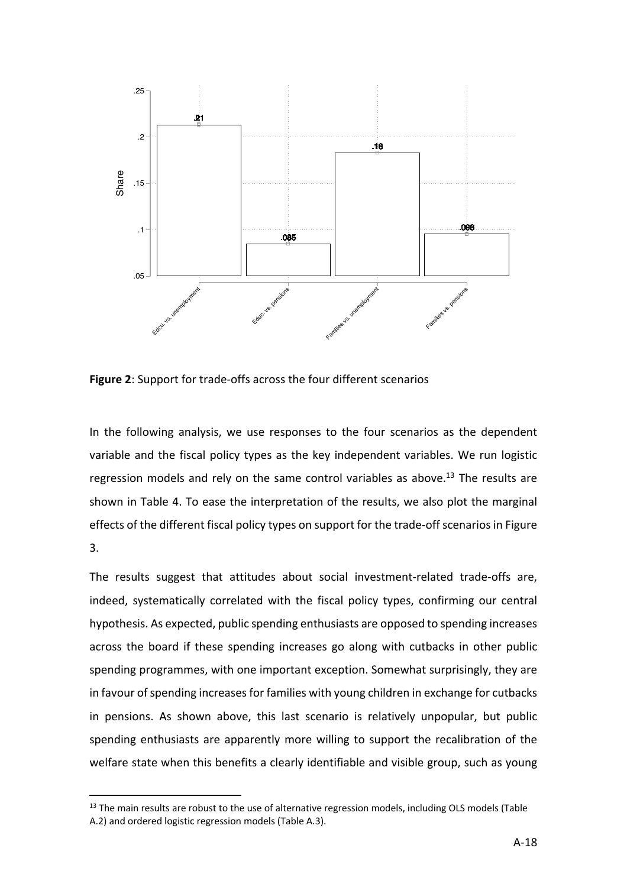**Figure 2**: Support for trade-offs across the four different scenarios

In the following analysis, we use responses to the four scenarios as the dependent variable and the fiscal policy types as the key independent variables. We run logistic regression models and rely on the same control variables as above.[13] The results are shown in Table 4. To ease the interpretation of the results, we also plot the marginal effects of the different fiscal policy types on support for the trade-off scenarios in Figure 3.

The results suggest that attitudes about social investment-related trade-offs are, indeed, systematically correlated with the fiscal policy types, confirming our central hypothesis. As expected, public spending enthusiasts are opposed to spending increases across the board if these spending increases go along with cutbacks in other public spending programmes, with one important exception. Somewhat surprisingly, they are in favour of spending increases for families with young children in exchange for cutbacks in pensions. As shown above, this last scenario is relatively unpopular, but public spending enthusiasts are apparently more willing to support the recalibration of the welfare state when this benefits a clearly identifiable and visible group, such as young

[13] The main results are robust to the use of alternative regression models, including OLS models (Table A.2) and ordered logistic regression models (Table A.3).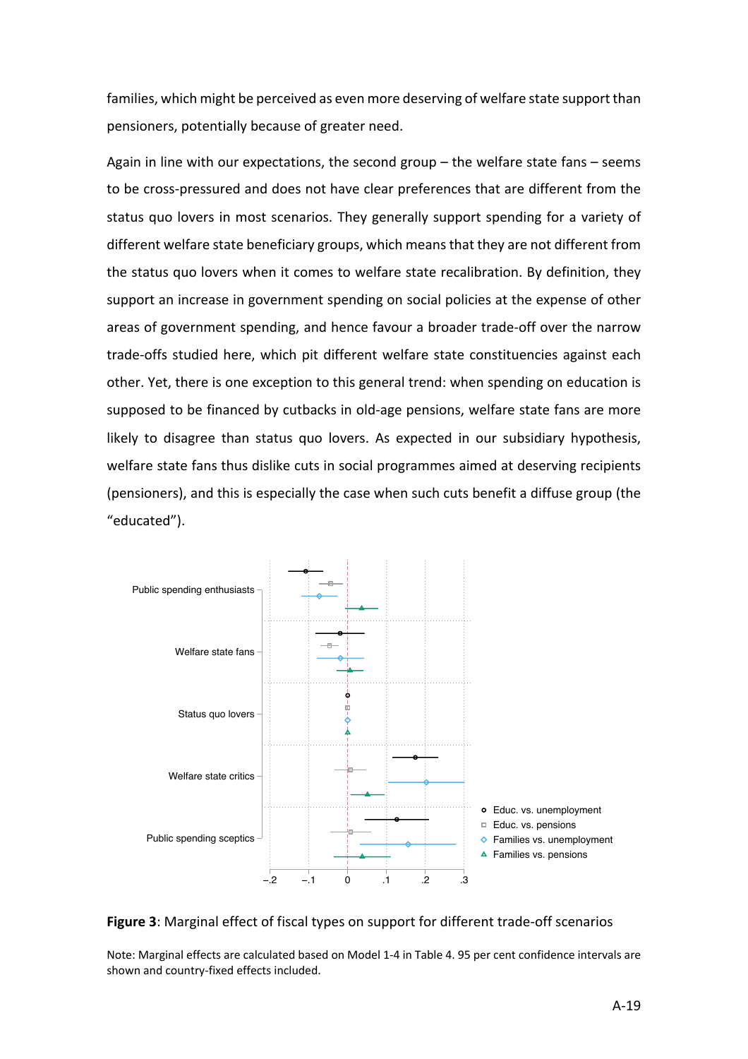families, which might be perceived as even more deserving of welfare state support than pensioners, potentially because of greater need.

Again in line with our expectations, the second group – the welfare state fans – seems to be cross-pressured and does not have clear preferences that are different from the status quo lovers in most scenarios. They generally support spending for a variety of different welfare state beneficiary groups, which means that they are not different from the status quo lovers when it comes to welfare state recalibration. By definition, they support an increase in government spending on social policies at the expense of other areas of government spending, and hence favour a broader trade-off over the narrow trade-offs studied here, which pit different welfare state constituencies against each other. Yet, there is one exception to this general trend: when spending on education is supposed to be financed by cutbacks in old-age pensions, welfare state fans are more likely to disagree than status quo lovers. As expected in our subsidiary hypothesis, welfare state fans thus dislike cuts in social programmes aimed at deserving recipients (pensioners), and this is especially the case when such cuts benefit a diffuse group (the "educated").

**Figure 3**: Marginal effect of fiscal types on support for different trade-off scenarios

Note: Marginal effects are calculated based on Model 1-4 in Table 4. 95 per cent confidence intervals are shown and country-fixed effects included.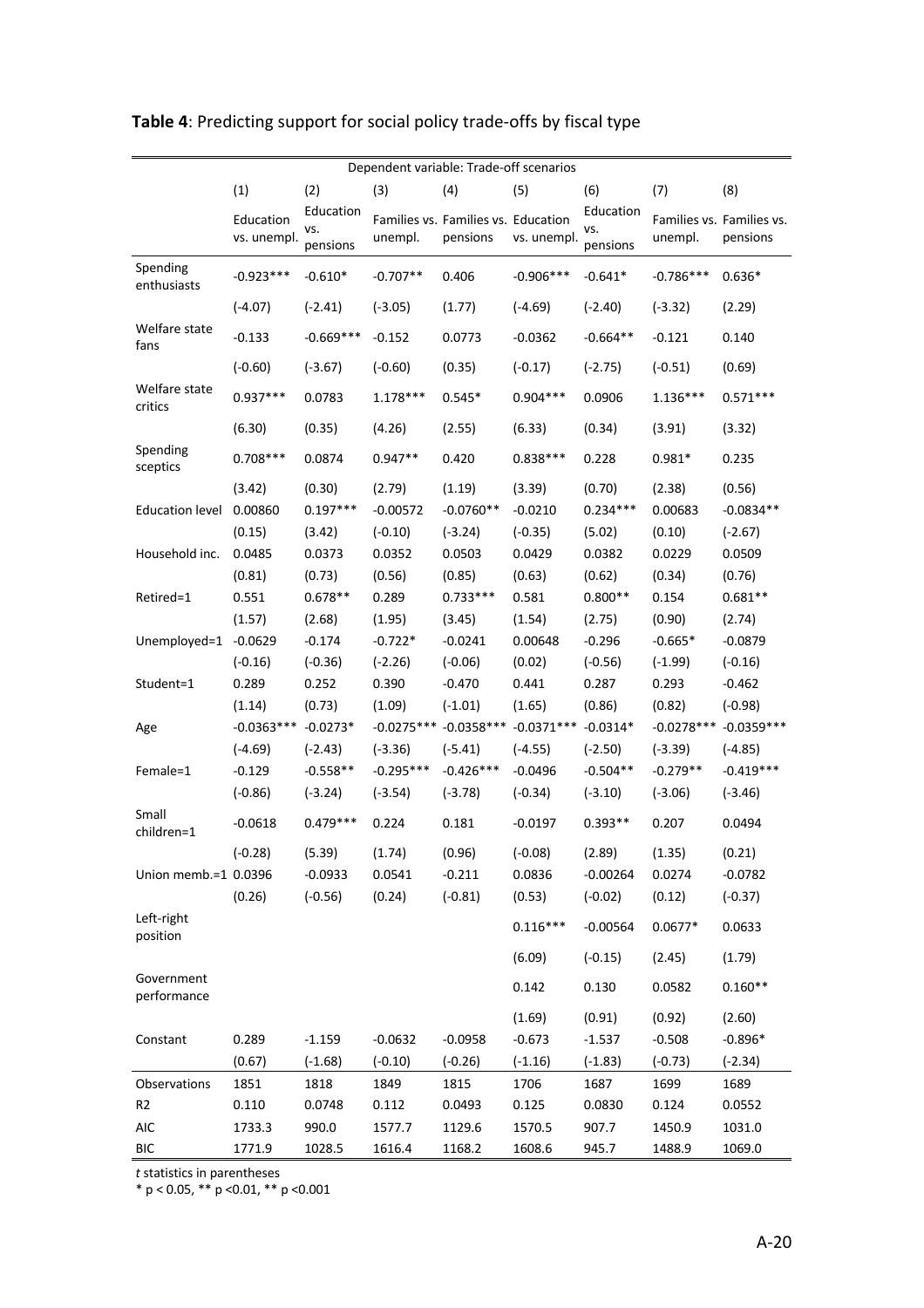**Table 4**: Predicting support for social policy trade-offs by fiscal type

| | Dependent variable: Trade-off scenarios | | | | | | | |
|---|---|---|---|---|---|---|---|---|
| | (1) | (2) | (3) | (4) | (5) | (6) | (7) | (8) |
| | Education vs. unempl. | Education vs. pensions | Families vs. unempl. | Families vs. pensions | Education vs. unempl. | Education vs. pensions | Families vs. unempl. | Families vs. pensions |
| Spending enthusiasts | -0.923*** | -0.610* | -0.707** | 0.406 | -0.906*** | -0.641* | -0.786*** | 0.636* |
| | (-4.07) | (-2.41) | (-3.05) | (1.77) | (-4.69) | (-2.40) | (-3.32) | (2.29) |
| Welfare state fans | -0.133 | -0.669*** | -0.152 | 0.0773 | -0.0362 | -0.664** | -0.121 | 0.140 |
| | (-0.60) | (-3.67) | (-0.60) | (0.35) | (-0.17) | (-2.75) | (-0.51) | (0.69) |
| Welfare state critics | 0.937*** | 0.0783 | 1.178*** | 0.545* | 0.904*** | 0.0906 | 1.136*** | 0.571*** |
| | (6.30) | (0.35) | (4.26) | (2.55) | (6.33) | (0.34) | (3.91) | (3.32) |
| Spending sceptics | 0.708*** | 0.0874 | 0.947** | 0.420 | 0.838*** | 0.228 | 0.981* | 0.235 |
| | (3.42) | (0.30) | (2.79) | (1.19) | (3.39) | (0.70) | (2.38) | (0.56) |
| Education level | 0.00860 | 0.197*** | -0.00572 | -0.0760** | -0.0210 | 0.234*** | 0.00683 | -0.0834** |
| | (0.15) | (3.42) | (-0.10) | (-3.24) | (-0.35) | (5.02) | (0.10) | (-2.67) |
| Household inc. | 0.0485 | 0.0373 | 0.0352 | 0.0503 | 0.0429 | 0.0382 | 0.0229 | 0.0509 |
| | (0.81) | (0.73) | (0.56) | (0.85) | (0.63) | (0.62) | (0.34) | (0.76) |
| Retired=1 | 0.551 | 0.678** | 0.289 | 0.733*** | 0.581 | 0.800** | 0.154 | 0.681** |
| | (1.57) | (2.68) | (1.95) | (3.45) | (1.54) | (2.75) | (0.90) | (2.74) |
| Unemployed=1 | -0.0629 | -0.174 | -0.722* | -0.0241 | 0.00648 | -0.296 | -0.665* | -0.0879 |
| | (-0.16) | (-0.36) | (-2.26) | (-0.06) | (0.02) | (-0.56) | (-1.99) | (-0.16) |
| Student=1 | 0.289 | 0.252 | 0.390 | -0.470 | 0.441 | 0.287 | 0.293 | -0.462 |
| | (1.14) | (0.73) | (1.09) | (-1.01) | (1.65) | (0.86) | (0.82) | (-0.98) |
| Age | -0.0363*** | -0.0273* | -0.0275*** | -0.0358*** | -0.0371*** | -0.0314* | -0.0278*** | -0.0359*** |
| | (-4.69) | (-2.43) | (-3.36) | (-5.41) | (-4.55) | (-2.50) | (-3.39) | (-4.85) |
| Female=1 | -0.129 | -0.558** | -0.295*** | -0.426*** | -0.0496 | -0.504** | -0.279** | -0.419*** |
| | (-0.86) | (-3.24) | (-3.54) | (-3.78) | (-0.34) | (-3.10) | (-3.06) | (-3.46) |
| Small children=1 | -0.0618 | 0.479*** | 0.224 | 0.181 | -0.0197 | 0.393** | 0.207 | 0.0494 |
| | (-0.28) | (5.39) | (1.74) | (0.96) | (-0.08) | (2.89) | (1.35) | (0.21) |
| Union memb.=1 | 0.0396 | -0.0933 | 0.0541 | -0.211 | 0.0836 | -0.00264 | 0.0274 | -0.0782 |
| | (0.26) | (-0.56) | (0.24) | (-0.81) | (0.53) | (-0.02) | (0.12) | (-0.37) |
| Left-right position | | | | | 0.116*** | -0.00564 | 0.0677* | 0.0633 |
| | | | | | (6.09) | (-0.15) | (2.45) | (1.79) |
| Government performance | | | | | 0.142 | 0.130 | 0.0582 | 0.160** |
| | | | | | (1.69) | (0.91) | (0.92) | (2.60) |
| Constant | 0.289 | -1.159 | -0.0632 | -0.0958 | -0.673 | -1.537 | -0.508 | -0.896* |
| | (0.67) | (-1.68) | (-0.10) | (-0.26) | (-1.16) | (-1.83) | (-0.73) | (-2.34) |
| Observations | 1851 | 1818 | 1849 | 1815 | 1706 | 1687 | 1699 | 1689 |
| R2 | 0.110 | 0.0748 | 0.112 | 0.0493 | 0.125 | 0.0830 | 0.124 | 0.0552 |
| AIC | 1733.3 | 990.0 | 1577.7 | 1129.6 | 1570.5 | 907.7 | 1450.9 | 1031.0 |
| BIC | 1771.9 | 1028.5 | 1616.4 | 1168.2 | 1608.6 | 945.7 | 1488.9 | 1069.0 |

*t* statistics in parentheses
\* p < 0.05, ** p <0.01, ** p <0.001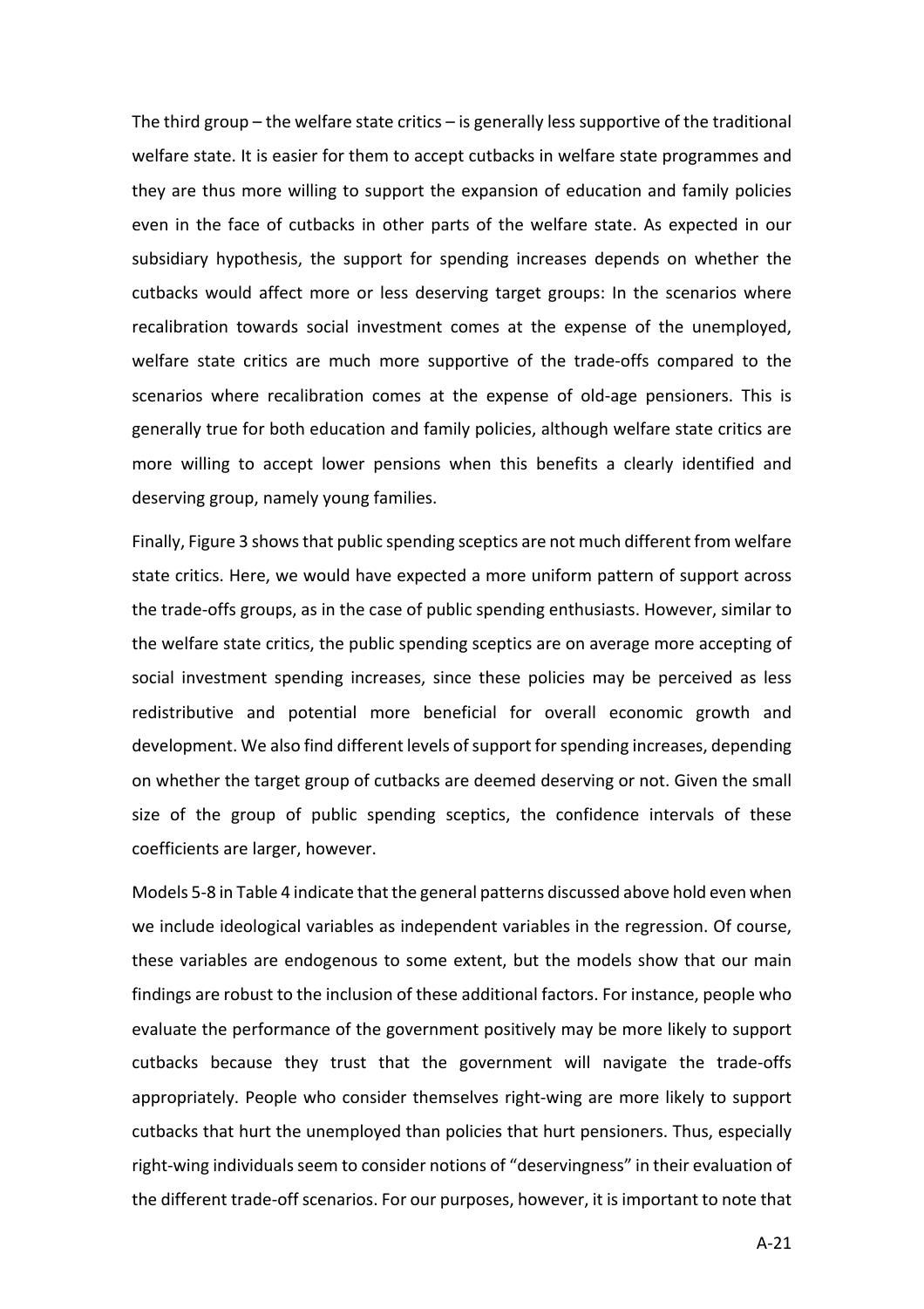The third group – the welfare state critics – is generally less supportive of the traditional welfare state. It is easier for them to accept cutbacks in welfare state programmes and they are thus more willing to support the expansion of education and family policies even in the face of cutbacks in other parts of the welfare state. As expected in our subsidiary hypothesis, the support for spending increases depends on whether the cutbacks would affect more or less deserving target groups: In the scenarios where recalibration towards social investment comes at the expense of the unemployed, welfare state critics are much more supportive of the trade-offs compared to the scenarios where recalibration comes at the expense of old-age pensioners. This is generally true for both education and family policies, although welfare state critics are more willing to accept lower pensions when this benefits a clearly identified and deserving group, namely young families.

Finally, Figure 3 shows that public spending sceptics are not much different from welfare state critics. Here, we would have expected a more uniform pattern of support across the trade-offs groups, as in the case of public spending enthusiasts. However, similar to the welfare state critics, the public spending sceptics are on average more accepting of social investment spending increases, since these policies may be perceived as less redistributive and potential more beneficial for overall economic growth and development. We also find different levels of support for spending increases, depending on whether the target group of cutbacks are deemed deserving or not. Given the small size of the group of public spending sceptics, the confidence intervals of these coefficients are larger, however.

Models 5-8 in Table 4 indicate that the general patterns discussed above hold even when we include ideological variables as independent variables in the regression. Of course, these variables are endogenous to some extent, but the models show that our main findings are robust to the inclusion of these additional factors. For instance, people who evaluate the performance of the government positively may be more likely to support cutbacks because they trust that the government will navigate the trade-offs appropriately. People who consider themselves right-wing are more likely to support cutbacks that hurt the unemployed than policies that hurt pensioners. Thus, especially right-wing individuals seem to consider notions of "deservingness" in their evaluation of the different trade-off scenarios. For our purposes, however, it is important to note that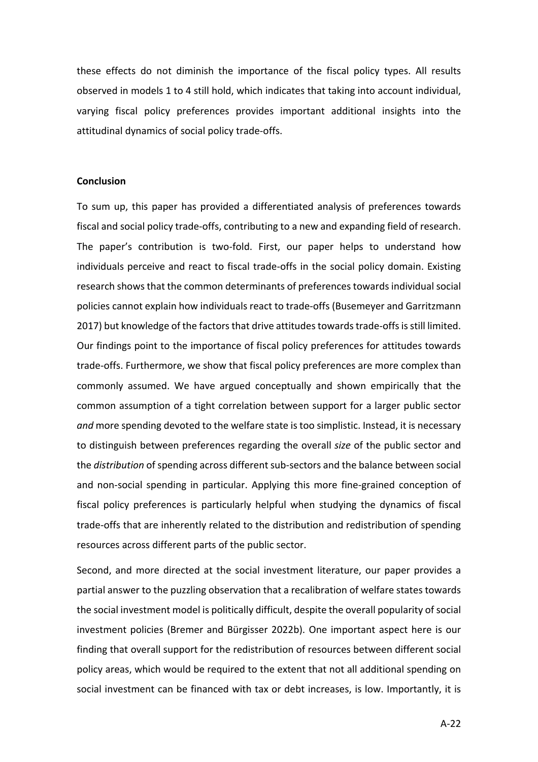these effects do not diminish the importance of the fiscal policy types. All results observed in models 1 to 4 still hold, which indicates that taking into account individual, varying fiscal policy preferences provides important additional insights into the attitudinal dynamics of social policy trade-offs.

**Conclusion**

To sum up, this paper has provided a differentiated analysis of preferences towards fiscal and social policy trade-offs, contributing to a new and expanding field of research. The paper's contribution is two-fold. First, our paper helps to understand how individuals perceive and react to fiscal trade-offs in the social policy domain. Existing research shows that the common determinants of preferences towards individual social policies cannot explain how individuals react to trade-offs (Busemeyer and Garritzmann 2017) but knowledge of the factors that drive attitudes towards trade-offs is still limited. Our findings point to the importance of fiscal policy preferences for attitudes towards trade-offs. Furthermore, we show that fiscal policy preferences are more complex than commonly assumed. We have argued conceptually and shown empirically that the common assumption of a tight correlation between support for a larger public sector *and* more spending devoted to the welfare state is too simplistic. Instead, it is necessary to distinguish between preferences regarding the overall *size* of the public sector and the *distribution* of spending across different sub-sectors and the balance between social and non-social spending in particular. Applying this more fine-grained conception of fiscal policy preferences is particularly helpful when studying the dynamics of fiscal trade-offs that are inherently related to the distribution and redistribution of spending resources across different parts of the public sector.

Second, and more directed at the social investment literature, our paper provides a partial answer to the puzzling observation that a recalibration of welfare states towards the social investment model is politically difficult, despite the overall popularity of social investment policies (Bremer and Bürgisser 2022b). One important aspect here is our finding that overall support for the redistribution of resources between different social policy areas, which would be required to the extent that not all additional spending on social investment can be financed with tax or debt increases, is low. Importantly, it is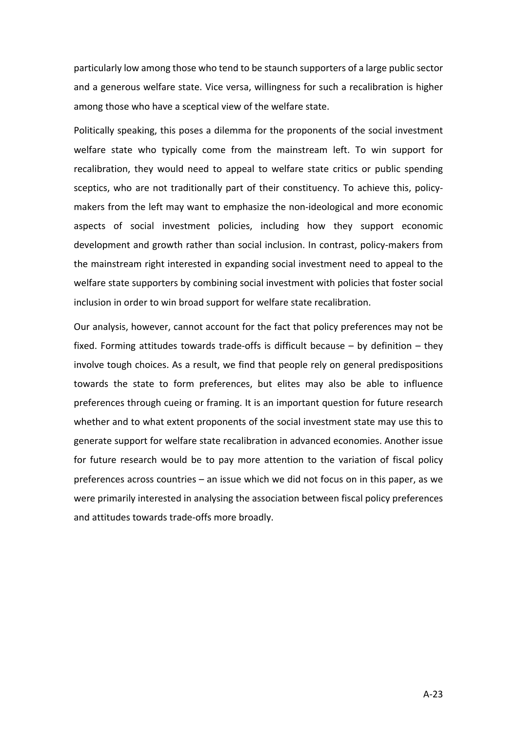particularly low among those who tend to be staunch supporters of a large public sector and a generous welfare state. Vice versa, willingness for such a recalibration is higher among those who have a sceptical view of the welfare state.

Politically speaking, this poses a dilemma for the proponents of the social investment welfare state who typically come from the mainstream left. To win support for recalibration, they would need to appeal to welfare state critics or public spending sceptics, who are not traditionally part of their constituency. To achieve this, policy-makers from the left may want to emphasize the non-ideological and more economic aspects of social investment policies, including how they support economic development and growth rather than social inclusion. In contrast, policy-makers from the mainstream right interested in expanding social investment need to appeal to the welfare state supporters by combining social investment with policies that foster social inclusion in order to win broad support for welfare state recalibration.

Our analysis, however, cannot account for the fact that policy preferences may not be fixed. Forming attitudes towards trade-offs is difficult because – by definition – they involve tough choices. As a result, we find that people rely on general predispositions towards the state to form preferences, but elites may also be able to influence preferences through cueing or framing. It is an important question for future research whether and to what extent proponents of the social investment state may use this to generate support for welfare state recalibration in advanced economies. Another issue for future research would be to pay more attention to the variation of fiscal policy preferences across countries – an issue which we did not focus on in this paper, as we were primarily interested in analysing the association between fiscal policy preferences and attitudes towards trade-offs more broadly.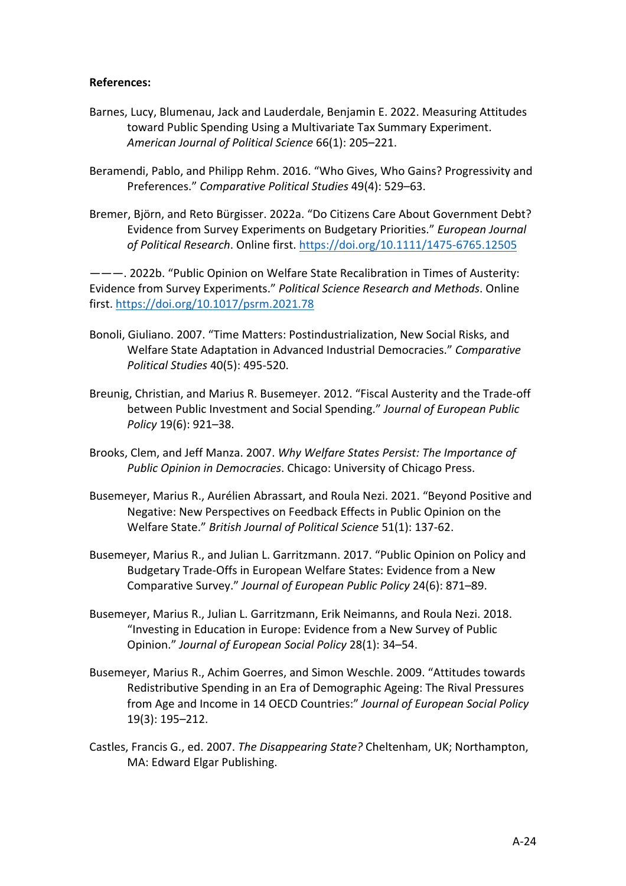**References:**

Barnes, Lucy, Blumenau, Jack and Lauderdale, Benjamin E. 2022. Measuring Attitudes toward Public Spending Using a Multivariate Tax Summary Experiment. *American Journal of Political Science* 66(1): 205–221.

Beramendi, Pablo, and Philipp Rehm. 2016. "Who Gives, Who Gains? Progressivity and Preferences." *Comparative Political Studies* 49(4): 529–63.

Bremer, Björn, and Reto Bürgisser. 2022a. "Do Citizens Care About Government Debt? Evidence from Survey Experiments on Budgetary Priorities." *European Journal of Political Research*. Online first. https://doi.org/10.1111/1475-6765.12505

———. 2022b. "Public Opinion on Welfare State Recalibration in Times of Austerity: Evidence from Survey Experiments." *Political Science Research and Methods*. Online first. https://doi.org/10.1017/psrm.2021.78

Bonoli, Giuliano. 2007. "Time Matters: Postindustrialization, New Social Risks, and Welfare State Adaptation in Advanced Industrial Democracies." *Comparative Political Studies* 40(5): 495-520.

Breunig, Christian, and Marius R. Busemeyer. 2012. "Fiscal Austerity and the Trade-off between Public Investment and Social Spending." *Journal of European Public Policy* 19(6): 921–38.

Brooks, Clem, and Jeff Manza. 2007. *Why Welfare States Persist: The Importance of Public Opinion in Democracies*. Chicago: University of Chicago Press.

Busemeyer, Marius R., Aurélien Abrassart, and Roula Nezi. 2021. "Beyond Positive and Negative: New Perspectives on Feedback Effects in Public Opinion on the Welfare State." *British Journal of Political Science* 51(1): 137-62.

Busemeyer, Marius R., and Julian L. Garritzmann. 2017. "Public Opinion on Policy and Budgetary Trade-Offs in European Welfare States: Evidence from a New Comparative Survey." *Journal of European Public Policy* 24(6): 871–89.

Busemeyer, Marius R., Julian L. Garritzmann, Erik Neimanns, and Roula Nezi. 2018. "Investing in Education in Europe: Evidence from a New Survey of Public Opinion." *Journal of European Social Policy* 28(1): 34–54.

Busemeyer, Marius R., Achim Goerres, and Simon Weschle. 2009. "Attitudes towards Redistributive Spending in an Era of Demographic Ageing: The Rival Pressures from Age and Income in 14 OECD Countries:" *Journal of European Social Policy* 19(3): 195–212.

Castles, Francis G., ed. 2007. *The Disappearing State?* Cheltenham, UK; Northampton, MA: Edward Elgar Publishing.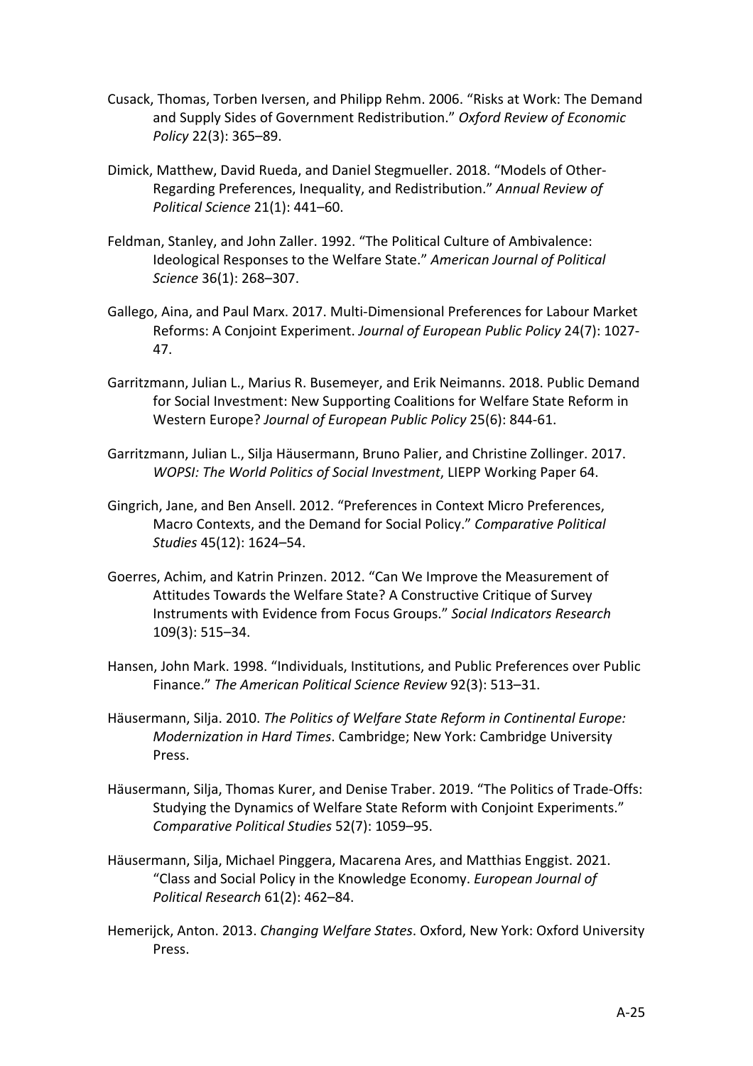Cusack, Thomas, Torben Iversen, and Philipp Rehm. 2006. “Risks at Work: The Demand and Supply Sides of Government Redistribution.” *Oxford Review of Economic Policy* 22(3): 365–89.

Dimick, Matthew, David Rueda, and Daniel Stegmueller. 2018. “Models of Other-Regarding Preferences, Inequality, and Redistribution.” *Annual Review of Political Science* 21(1): 441–60.

Feldman, Stanley, and John Zaller. 1992. “The Political Culture of Ambivalence: Ideological Responses to the Welfare State.” *American Journal of Political Science* 36(1): 268–307.

Gallego, Aina, and Paul Marx. 2017. Multi-Dimensional Preferences for Labour Market Reforms: A Conjoint Experiment. *Journal of European Public Policy* 24(7): 1027-47.

Garritzmann, Julian L., Marius R. Busemeyer, and Erik Neimanns. 2018. Public Demand for Social Investment: New Supporting Coalitions for Welfare State Reform in Western Europe? *Journal of European Public Policy* 25(6): 844-61.

Garritzmann, Julian L., Silja Häusermann, Bruno Palier, and Christine Zollinger. 2017. *WOPSI: The World Politics of Social Investment*, LIEPP Working Paper 64.

Gingrich, Jane, and Ben Ansell. 2012. “Preferences in Context Micro Preferences, Macro Contexts, and the Demand for Social Policy.” *Comparative Political Studies* 45(12): 1624–54.

Goerres, Achim, and Katrin Prinzen. 2012. “Can We Improve the Measurement of Attitudes Towards the Welfare State? A Constructive Critique of Survey Instruments with Evidence from Focus Groups.” *Social Indicators Research* 109(3): 515–34.

Hansen, John Mark. 1998. “Individuals, Institutions, and Public Preferences over Public Finance.” *The American Political Science Review* 92(3): 513–31.

Häusermann, Silja. 2010. *The Politics of Welfare State Reform in Continental Europe: Modernization in Hard Times*. Cambridge; New York: Cambridge University Press.

Häusermann, Silja, Thomas Kurer, and Denise Traber. 2019. “The Politics of Trade-Offs: Studying the Dynamics of Welfare State Reform with Conjoint Experiments.” *Comparative Political Studies* 52(7): 1059–95.

Häusermann, Silja, Michael Pinggera, Macarena Ares, and Matthias Enggist. 2021. “Class and Social Policy in the Knowledge Economy. *European Journal of Political Research* 61(2): 462–84.

Hemerijck, Anton. 2013. *Changing Welfare States*. Oxford, New York: Oxford University Press.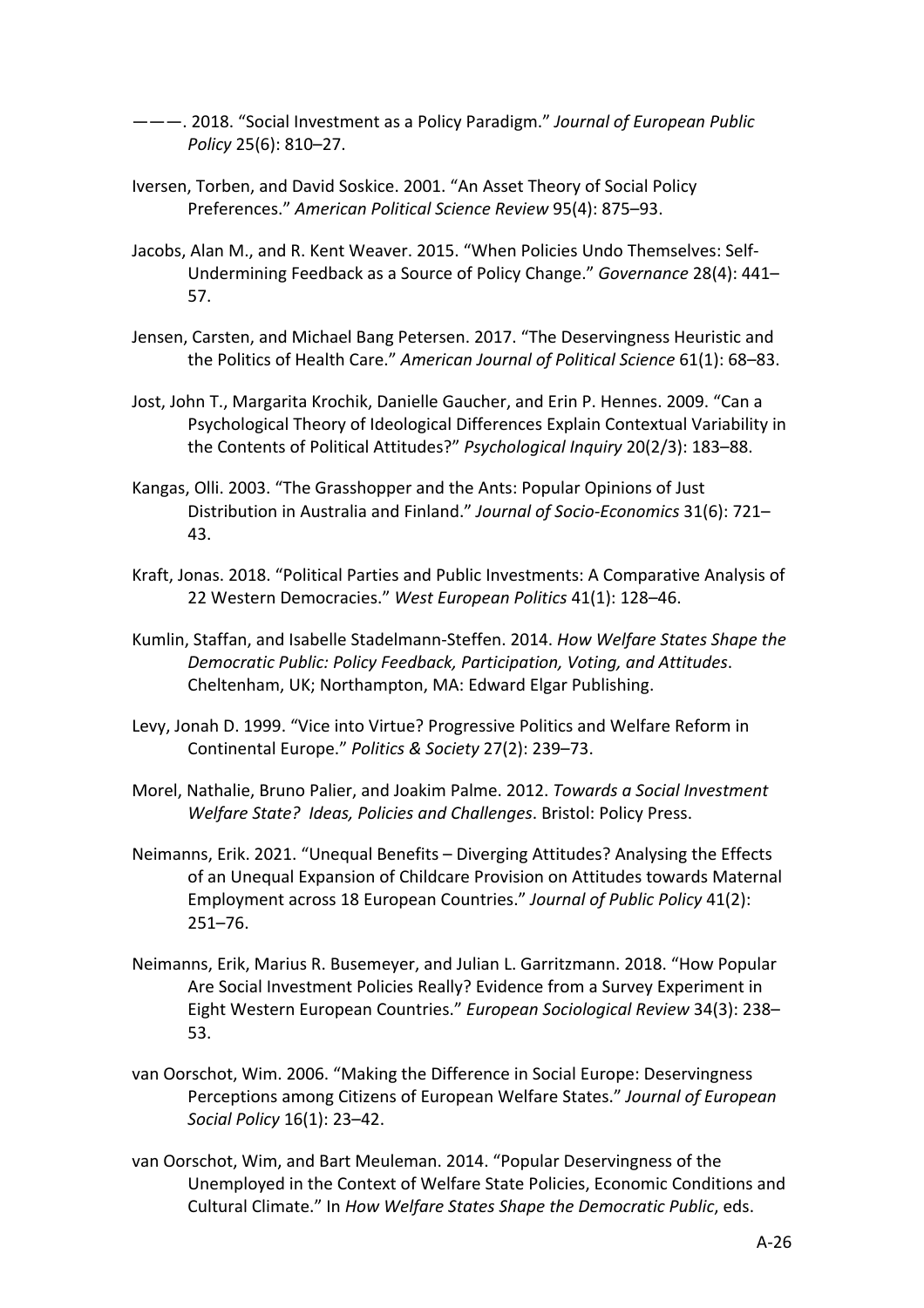———. 2018. “Social Investment as a Policy Paradigm.” *Journal of European Public Policy* 25(6): 810–27.

Iversen, Torben, and David Soskice. 2001. “An Asset Theory of Social Policy Preferences.” *American Political Science Review* 95(4): 875–93.

Jacobs, Alan M., and R. Kent Weaver. 2015. “When Policies Undo Themselves: Self-Undermining Feedback as a Source of Policy Change.” *Governance* 28(4): 441–57.

Jensen, Carsten, and Michael Bang Petersen. 2017. “The Deservingness Heuristic and the Politics of Health Care.” *American Journal of Political Science* 61(1): 68–83.

Jost, John T., Margarita Krochik, Danielle Gaucher, and Erin P. Hennes. 2009. “Can a Psychological Theory of Ideological Differences Explain Contextual Variability in the Contents of Political Attitudes?” *Psychological Inquiry* 20(2/3): 183–88.

Kangas, Olli. 2003. “The Grasshopper and the Ants: Popular Opinions of Just Distribution in Australia and Finland.” *Journal of Socio-Economics* 31(6): 721–43.

Kraft, Jonas. 2018. “Political Parties and Public Investments: A Comparative Analysis of 22 Western Democracies.” *West European Politics* 41(1): 128–46.

Kumlin, Staffan, and Isabelle Stadelmann-Steffen. 2014. *How Welfare States Shape the Democratic Public: Policy Feedback, Participation, Voting, and Attitudes*. Cheltenham, UK; Northampton, MA: Edward Elgar Publishing.

Levy, Jonah D. 1999. “Vice into Virtue? Progressive Politics and Welfare Reform in Continental Europe.” *Politics & Society* 27(2): 239–73.

Morel, Nathalie, Bruno Palier, and Joakim Palme. 2012. *Towards a Social Investment Welfare State? Ideas, Policies and Challenges*. Bristol: Policy Press.

Neimanns, Erik. 2021. “Unequal Benefits – Diverging Attitudes? Analysing the Effects of an Unequal Expansion of Childcare Provision on Attitudes towards Maternal Employment across 18 European Countries.” *Journal of Public Policy* 41(2): 251–76.

Neimanns, Erik, Marius R. Busemeyer, and Julian L. Garritzmann. 2018. “How Popular Are Social Investment Policies Really? Evidence from a Survey Experiment in Eight Western European Countries.” *European Sociological Review* 34(3): 238–53.

van Oorschot, Wim. 2006. “Making the Difference in Social Europe: Deservingness Perceptions among Citizens of European Welfare States.” *Journal of European Social Policy* 16(1): 23–42.

van Oorschot, Wim, and Bart Meuleman. 2014. “Popular Deservingness of the Unemployed in the Context of Welfare State Policies, Economic Conditions and Cultural Climate.” In *How Welfare States Shape the Democratic Public*, eds.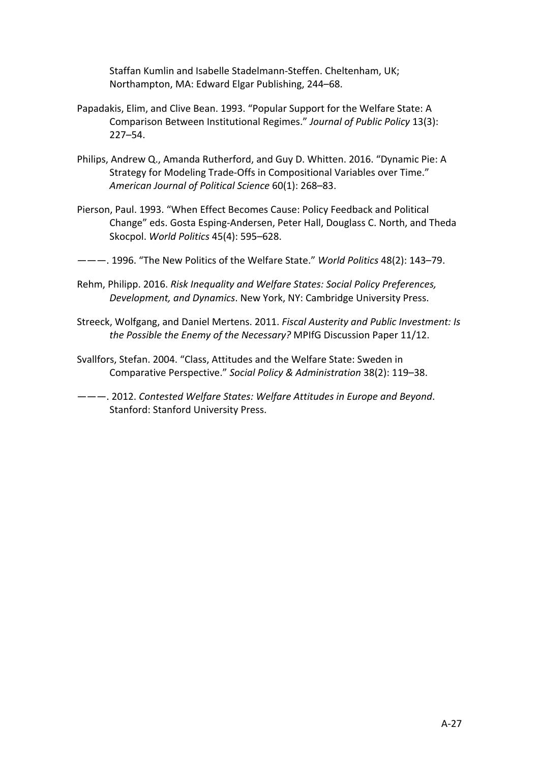Staffan Kumlin and Isabelle Stadelmann-Steffen. Cheltenham, UK; Northampton, MA: Edward Elgar Publishing, 244–68.

Papadakis, Elim, and Clive Bean. 1993. "Popular Support for the Welfare State: A Comparison Between Institutional Regimes." *Journal of Public Policy* 13(3): 227–54.

Philips, Andrew Q., Amanda Rutherford, and Guy D. Whitten. 2016. "Dynamic Pie: A Strategy for Modeling Trade-Offs in Compositional Variables over Time." *American Journal of Political Science* 60(1): 268–83.

Pierson, Paul. 1993. "When Effect Becomes Cause: Policy Feedback and Political Change" eds. Gosta Esping-Andersen, Peter Hall, Douglass C. North, and Theda Skocpol. *World Politics* 45(4): 595–628.

———. 1996. "The New Politics of the Welfare State." *World Politics* 48(2): 143–79.

Rehm, Philipp. 2016. *Risk Inequality and Welfare States: Social Policy Preferences, Development, and Dynamics*. New York, NY: Cambridge University Press.

Streeck, Wolfgang, and Daniel Mertens. 2011. *Fiscal Austerity and Public Investment: Is the Possible the Enemy of the Necessary?* MPIfG Discussion Paper 11/12.

Svallfors, Stefan. 2004. "Class, Attitudes and the Welfare State: Sweden in Comparative Perspective." *Social Policy & Administration* 38(2): 119–38.

———. 2012. *Contested Welfare States: Welfare Attitudes in Europe and Beyond*. Stanford: Stanford University Press.